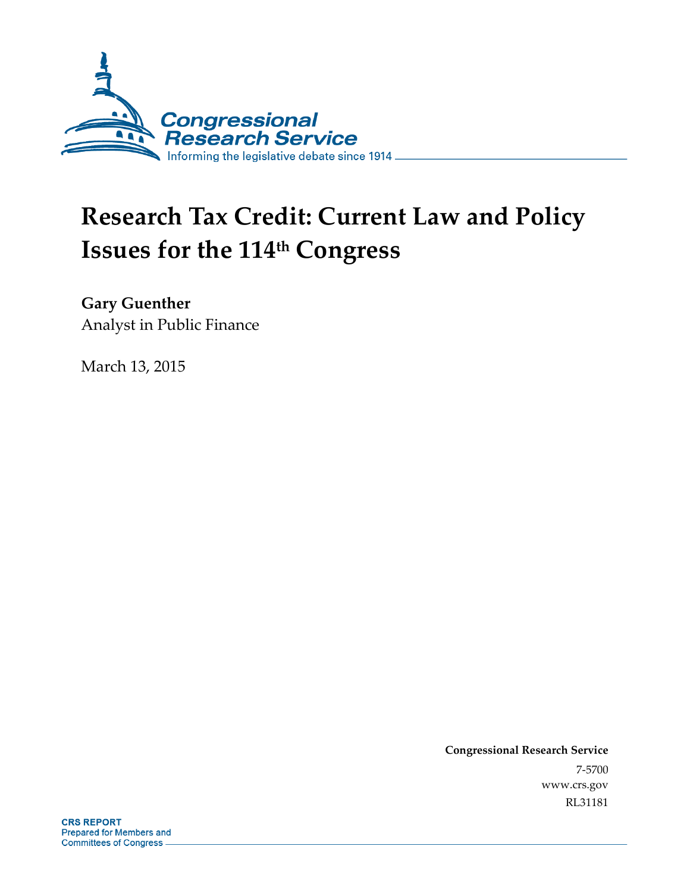Congressional Research Service

Informing the legislative debate since 1914

# Research Tax Credit: Current Law and Policy Issues for the 114th Congress

**Gary Guenther**
Analyst in Public Finance

March 13, 2015

**Congressional Research Service**
7-5700
www.crs.gov
RL31181

**CRS REPORT**
Prepared for Members and
Committees of Congress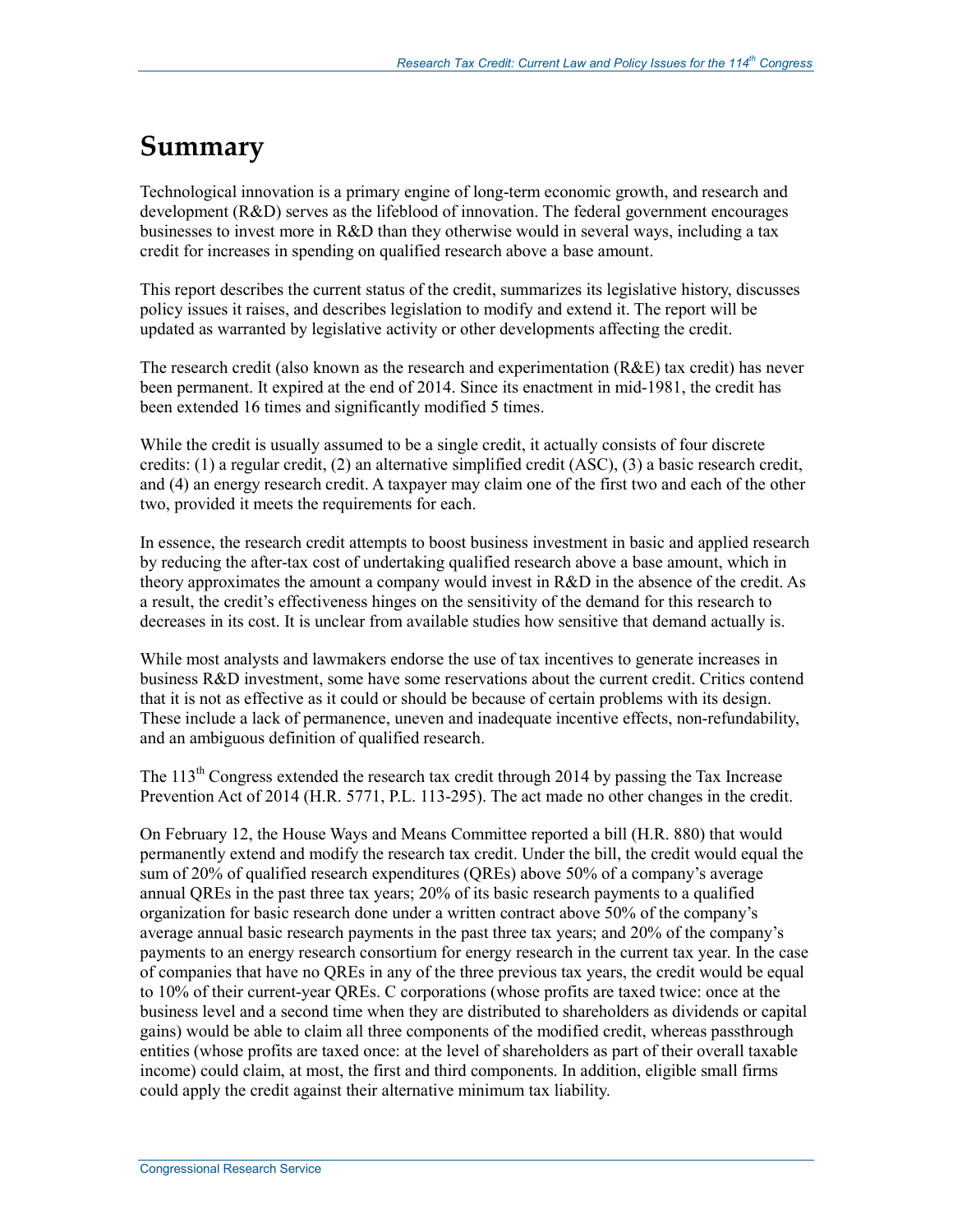# Summary

Technological innovation is a primary engine of long-term economic growth, and research and development (R&D) serves as the lifeblood of innovation. The federal government encourages businesses to invest more in R&D than they otherwise would in several ways, including a tax credit for increases in spending on qualified research above a base amount.

This report describes the current status of the credit, summarizes its legislative history, discusses policy issues it raises, and describes legislation to modify and extend it. The report will be updated as warranted by legislative activity or other developments affecting the credit.

The research credit (also known as the research and experimentation (R&E) tax credit) has never been permanent. It expired at the end of 2014. Since its enactment in mid-1981, the credit has been extended 16 times and significantly modified 5 times.

While the credit is usually assumed to be a single credit, it actually consists of four discrete credits: (1) a regular credit, (2) an alternative simplified credit (ASC), (3) a basic research credit, and (4) an energy research credit. A taxpayer may claim one of the first two and each of the other two, provided it meets the requirements for each.

In essence, the research credit attempts to boost business investment in basic and applied research by reducing the after-tax cost of undertaking qualified research above a base amount, which in theory approximates the amount a company would invest in R&D in the absence of the credit. As a result, the credit's effectiveness hinges on the sensitivity of the demand for this research to decreases in its cost. It is unclear from available studies how sensitive that demand actually is.

While most analysts and lawmakers endorse the use of tax incentives to generate increases in business R&D investment, some have some reservations about the current credit. Critics contend that it is not as effective as it could or should be because of certain problems with its design. These include a lack of permanence, uneven and inadequate incentive effects, non-refundability, and an ambiguous definition of qualified research.

The 113th Congress extended the research tax credit through 2014 by passing the Tax Increase Prevention Act of 2014 (H.R. 5771, P.L. 113-295). The act made no other changes in the credit.

On February 12, the House Ways and Means Committee reported a bill (H.R. 880) that would permanently extend and modify the research tax credit. Under the bill, the credit would equal the sum of 20% of qualified research expenditures (QREs) above 50% of a company's average annual QREs in the past three tax years; 20% of its basic research payments to a qualified organization for basic research done under a written contract above 50% of the company's average annual basic research payments in the past three tax years; and 20% of the company's payments to an energy research consortium for energy research in the current tax year. In the case of companies that have no QREs in any of the three previous tax years, the credit would be equal to 10% of their current-year QREs. C corporations (whose profits are taxed twice: once at the business level and a second time when they are distributed to shareholders as dividends or capital gains) would be able to claim all three components of the modified credit, whereas passthrough entities (whose profits are taxed once: at the level of shareholders as part of their overall taxable income) could claim, at most, the first and third components. In addition, eligible small firms could apply the credit against their alternative minimum tax liability.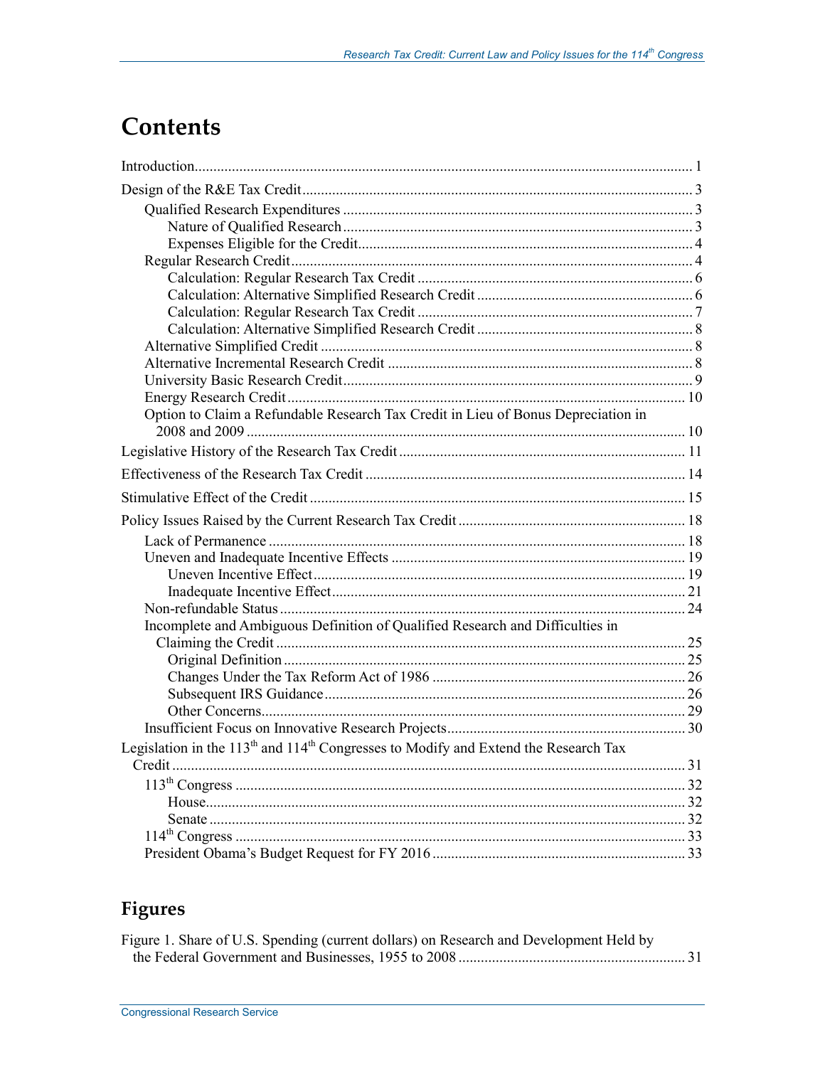# Contents

Introduction....................................................................................................................... 1

Design of the R&E Tax Credit......................................................................................... 3

Qualified Research Expenditures ............................................................................... 3

Nature of Qualified Research............................................................................... 3

Expenses Eligible for the Credit............................................................................ 4

Regular Research Credit............................................................................................. 4

Calculation: Regular Research Tax Credit ............................................................ 6

Calculation: Alternative Simplified Research Credit ............................................ 6

Calculation: Regular Research Tax Credit ............................................................ 7

Calculation: Alternative Simplified Research Credit ............................................ 8

Alternative Simplified Credit ..................................................................................... 8

Alternative Incremental Research Credit .................................................................... 8

University Basic Research Credit............................................................................... 9

Energy Research Credit............................................................................................ 10

Option to Claim a Refundable Research Tax Credit in Lieu of Bonus Depreciation in 2008 and 2009 ....................................................................................................... 10

Legislative History of the Research Tax Credit............................................................. 11

Effectiveness of the Research Tax Credit ...................................................................... 14

Stimulative Effect of the Credit ..................................................................................... 15

Policy Issues Raised by the Current Research Tax Credit ............................................. 18

Lack of Permanence ................................................................................................ 18

Uneven and Inadequate Incentive Effects ................................................................ 19

Uneven Incentive Effect..................................................................................... 19

Inadequate Incentive Effect................................................................................ 21

Non-refundable Status.............................................................................................. 24

Incomplete and Ambiguous Definition of Qualified Research and Difficulties in Claiming the Credit ............................................................................................... 25

Original Definition ............................................................................................. 25

Changes Under the Tax Reform Act of 1986 ...................................................... 26

Subsequent IRS Guidance.................................................................................. 26

Other Concerns.................................................................................................. 29

Insufficient Focus on Innovative Research Projects.................................................. 30

Legislation in the 113th and 114th Congresses to Modify and Extend the Research Tax Credit ......................................................................................................................... 31

113th Congress ......................................................................................................... 32

House................................................................................................................. 32

Senate ................................................................................................................ 32

114th Congress ......................................................................................................... 33

President Obama's Budget Request for FY 2016 ...................................................... 33

## Figures

Figure 1. Share of U.S. Spending (current dollars) on Research and Development Held by the Federal Government and Businesses, 1955 to 2008 ............................................................ 31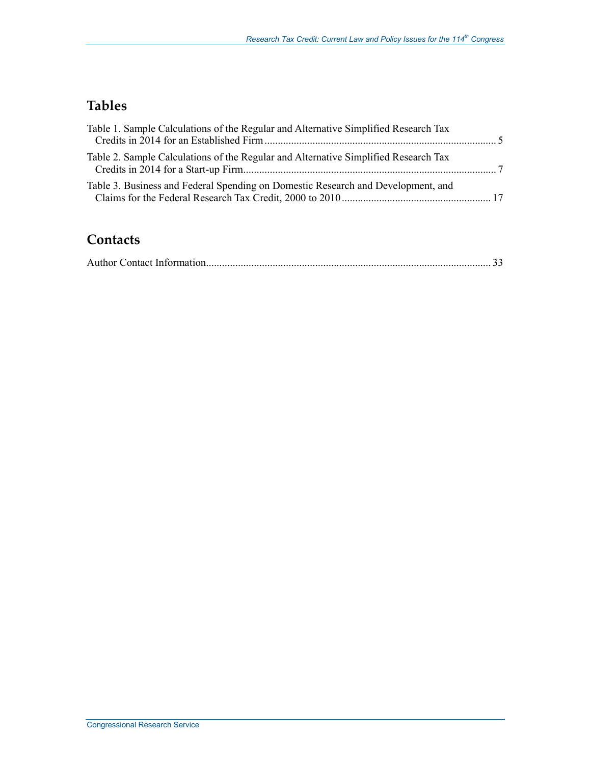## Tables

Table 1. Sample Calculations of the Regular and Alternative Simplified Research Tax Credits in 2014 for an Established Firm ........................................................................................ 5

Table 2. Sample Calculations of the Regular and Alternative Simplified Research Tax Credits in 2014 for a Start-up Firm................................................................................................. 7

Table 3. Business and Federal Spending on Domestic Research and Development, and Claims for the Federal Research Tax Credit, 2000 to 2010 ........................................................ 17

## Contacts

Author Contact Information........................................................................................................... 33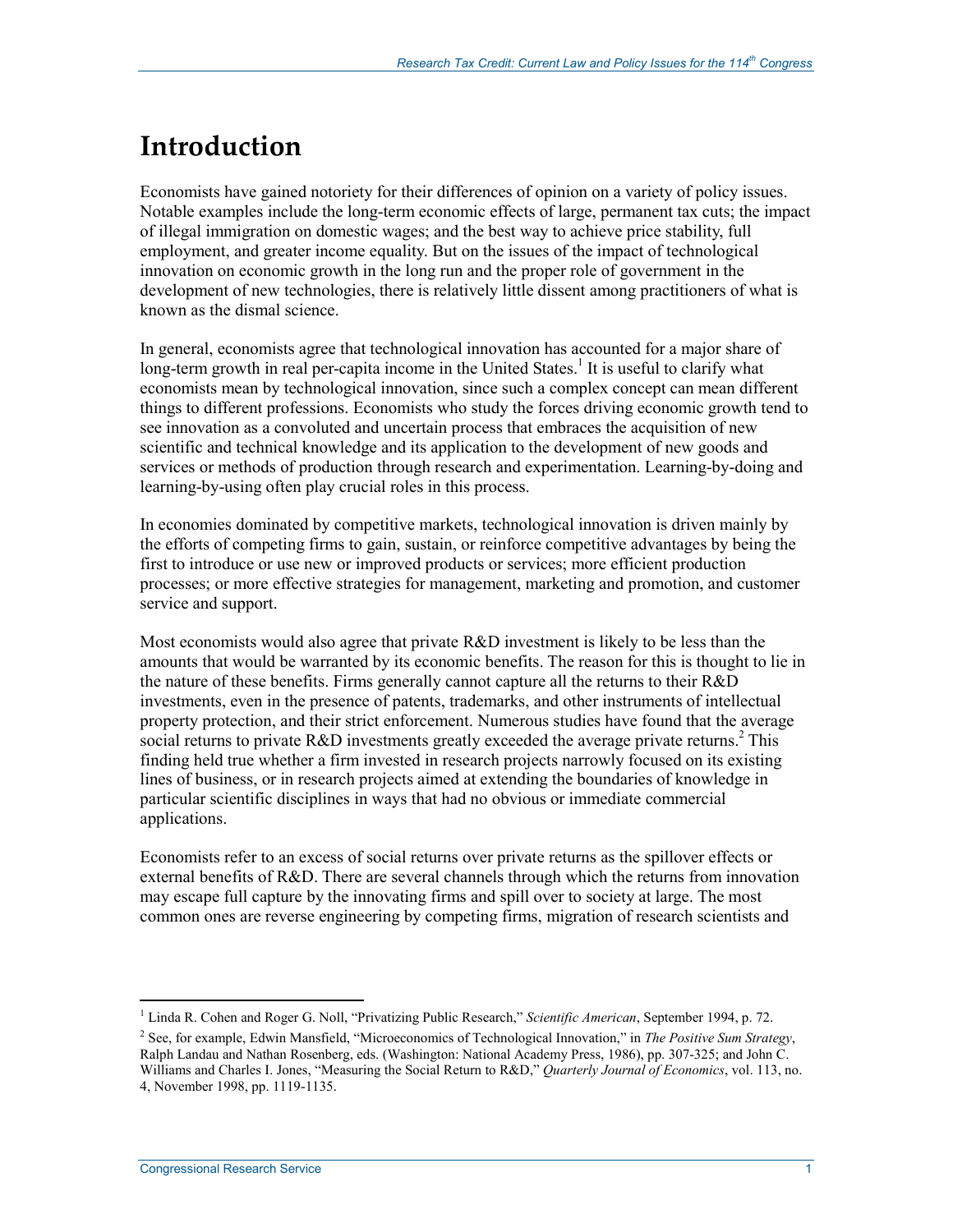# Introduction

Economists have gained notoriety for their differences of opinion on a variety of policy issues. Notable examples include the long-term economic effects of large, permanent tax cuts; the impact of illegal immigration on domestic wages; and the best way to achieve price stability, full employment, and greater income equality. But on the issues of the impact of technological innovation on economic growth in the long run and the proper role of government in the development of new technologies, there is relatively little dissent among practitioners of what is known as the dismal science.

In general, economists agree that technological innovation has accounted for a major share of long-term growth in real per-capita income in the United States.[1] It is useful to clarify what economists mean by technological innovation, since such a complex concept can mean different things to different professions. Economists who study the forces driving economic growth tend to see innovation as a convoluted and uncertain process that embraces the acquisition of new scientific and technical knowledge and its application to the development of new goods and services or methods of production through research and experimentation. Learning-by-doing and learning-by-using often play crucial roles in this process.

In economies dominated by competitive markets, technological innovation is driven mainly by the efforts of competing firms to gain, sustain, or reinforce competitive advantages by being the first to introduce or use new or improved products or services; more efficient production processes; or more effective strategies for management, marketing and promotion, and customer service and support.

Most economists would also agree that private R&D investment is likely to be less than the amounts that would be warranted by its economic benefits. The reason for this is thought to lie in the nature of these benefits. Firms generally cannot capture all the returns to their R&D investments, even in the presence of patents, trademarks, and other instruments of intellectual property protection, and their strict enforcement. Numerous studies have found that the average social returns to private R&D investments greatly exceeded the average private returns.[2] This finding held true whether a firm invested in research projects narrowly focused on its existing lines of business, or in research projects aimed at extending the boundaries of knowledge in particular scientific disciplines in ways that had no obvious or immediate commercial applications.

Economists refer to an excess of social returns over private returns as the spillover effects or external benefits of R&D. There are several channels through which the returns from innovation may escape full capture by the innovating firms and spill over to society at large. The most common ones are reverse engineering by competing firms, migration of research scientists and

---

[1] Linda R. Cohen and Roger G. Noll, "Privatizing Public Research," *Scientific American*, September 1994, p. 72.

[2] See, for example, Edwin Mansfield, "Microeconomics of Technological Innovation," in *The Positive Sum Strategy*, Ralph Landau and Nathan Rosenberg, eds. (Washington: National Academy Press, 1986), pp. 307-325; and John C. Williams and Charles I. Jones, "Measuring the Social Return to R&D," *Quarterly Journal of Economics*, vol. 113, no. 4, November 1998, pp. 1119-1135.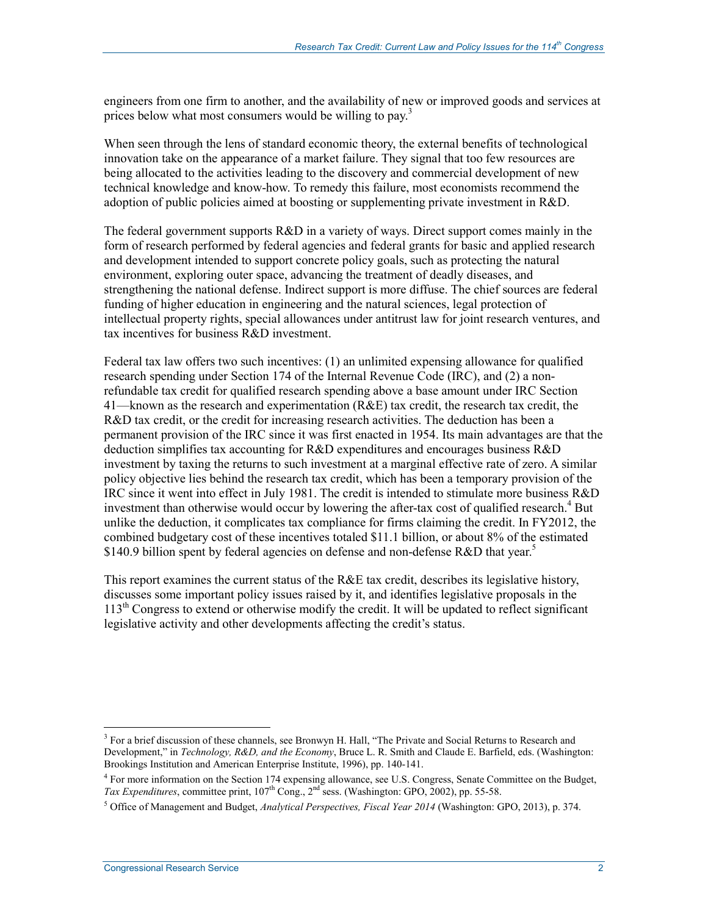engineers from one firm to another, and the availability of new or improved goods and services at prices below what most consumers would be willing to pay.[3]

When seen through the lens of standard economic theory, the external benefits of technological innovation take on the appearance of a market failure. They signal that too few resources are being allocated to the activities leading to the discovery and commercial development of new technical knowledge and know-how. To remedy this failure, most economists recommend the adoption of public policies aimed at boosting or supplementing private investment in R&D.

The federal government supports R&D in a variety of ways. Direct support comes mainly in the form of research performed by federal agencies and federal grants for basic and applied research and development intended to support concrete policy goals, such as protecting the natural environment, exploring outer space, advancing the treatment of deadly diseases, and strengthening the national defense. Indirect support is more diffuse. The chief sources are federal funding of higher education in engineering and the natural sciences, legal protection of intellectual property rights, special allowances under antitrust law for joint research ventures, and tax incentives for business R&D investment.

Federal tax law offers two such incentives: (1) an unlimited expensing allowance for qualified research spending under Section 174 of the Internal Revenue Code (IRC), and (2) a non-refundable tax credit for qualified research spending above a base amount under IRC Section 41—known as the research and experimentation (R&E) tax credit, the research tax credit, the R&D tax credit, or the credit for increasing research activities. The deduction has been a permanent provision of the IRC since it was first enacted in 1954. Its main advantages are that the deduction simplifies tax accounting for R&D expenditures and encourages business R&D investment by taxing the returns to such investment at a marginal effective rate of zero. A similar policy objective lies behind the research tax credit, which has been a temporary provision of the IRC since it went into effect in July 1981. The credit is intended to stimulate more business R&D investment than otherwise would occur by lowering the after-tax cost of qualified research.[4] But unlike the deduction, it complicates tax compliance for firms claiming the credit. In FY2012, the combined budgetary cost of these incentives totaled $11.1 billion, or about 8% of the estimated $140.9 billion spent by federal agencies on defense and non-defense R&D that year.[5]

This report examines the current status of the R&E tax credit, describes its legislative history, discusses some important policy issues raised by it, and identifies legislative proposals in the 113th Congress to extend or otherwise modify the credit. It will be updated to reflect significant legislative activity and other developments affecting the credit's status.

---

[3] For a brief discussion of these channels, see Bronwyn H. Hall, "The Private and Social Returns to Research and Development," in *Technology, R&D, and the Economy*, Bruce L. R. Smith and Claude E. Barfield, eds. (Washington: Brookings Institution and American Enterprise Institute, 1996), pp. 140-141.

[4] For more information on the Section 174 expensing allowance, see U.S. Congress, Senate Committee on the Budget, *Tax Expenditures*, committee print, 107th Cong., 2nd sess. (Washington: GPO, 2002), pp. 55-58.

[5] Office of Management and Budget, *Analytical Perspectives, Fiscal Year 2014* (Washington: GPO, 2013), p. 374.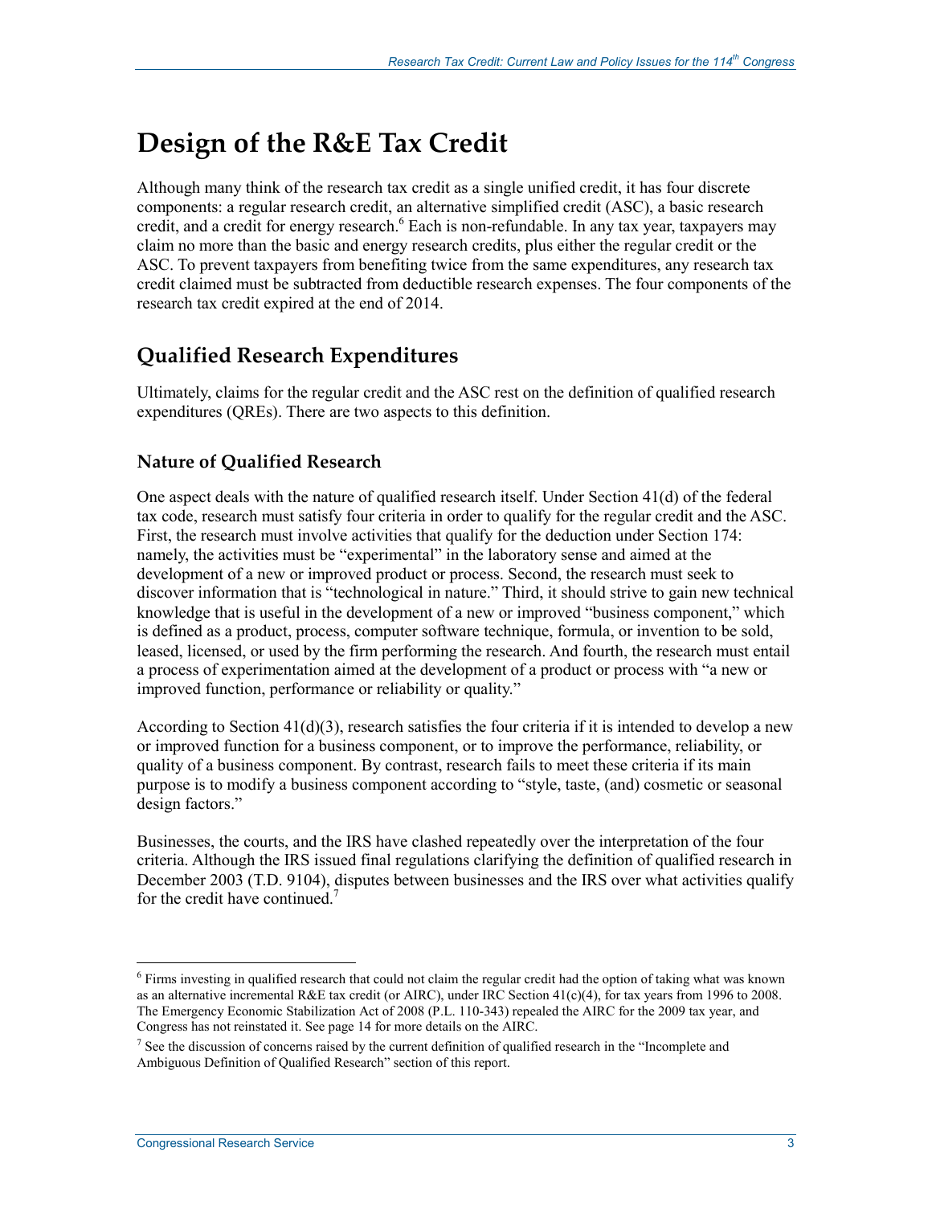# Design of the R&E Tax Credit

Although many think of the research tax credit as a single unified credit, it has four discrete components: a regular research credit, an alternative simplified credit (ASC), a basic research credit, and a credit for energy research.[6] Each is non-refundable. In any tax year, taxpayers may claim no more than the basic and energy research credits, plus either the regular credit or the ASC. To prevent taxpayers from benefiting twice from the same expenditures, any research tax credit claimed must be subtracted from deductible research expenses. The four components of the research tax credit expired at the end of 2014.

## Qualified Research Expenditures

Ultimately, claims for the regular credit and the ASC rest on the definition of qualified research expenditures (QREs). There are two aspects to this definition.

### Nature of Qualified Research

One aspect deals with the nature of qualified research itself. Under Section 41(d) of the federal tax code, research must satisfy four criteria in order to qualify for the regular credit and the ASC. First, the research must involve activities that qualify for the deduction under Section 174: namely, the activities must be "experimental" in the laboratory sense and aimed at the development of a new or improved product or process. Second, the research must seek to discover information that is "technological in nature." Third, it should strive to gain new technical knowledge that is useful in the development of a new or improved "business component," which is defined as a product, process, computer software technique, formula, or invention to be sold, leased, licensed, or used by the firm performing the research. And fourth, the research must entail a process of experimentation aimed at the development of a product or process with "a new or improved function, performance or reliability or quality."

According to Section 41(d)(3), research satisfies the four criteria if it is intended to develop a new or improved function for a business component, or to improve the performance, reliability, or quality of a business component. By contrast, research fails to meet these criteria if its main purpose is to modify a business component according to "style, taste, (and) cosmetic or seasonal design factors."

Businesses, the courts, and the IRS have clashed repeatedly over the interpretation of the four criteria. Although the IRS issued final regulations clarifying the definition of qualified research in December 2003 (T.D. 9104), disputes between businesses and the IRS over what activities qualify for the credit have continued.[7]

---

[6] Firms investing in qualified research that could not claim the regular credit had the option of taking what was known as an alternative incremental R&E tax credit (or AIRC), under IRC Section 41(c)(4), for tax years from 1996 to 2008. The Emergency Economic Stabilization Act of 2008 (P.L. 110-343) repealed the AIRC for the 2009 tax year, and Congress has not reinstated it. See page 14 for more details on the AIRC.

[7] See the discussion of concerns raised by the current definition of qualified research in the "Incomplete and Ambiguous Definition of Qualified Research" section of this report.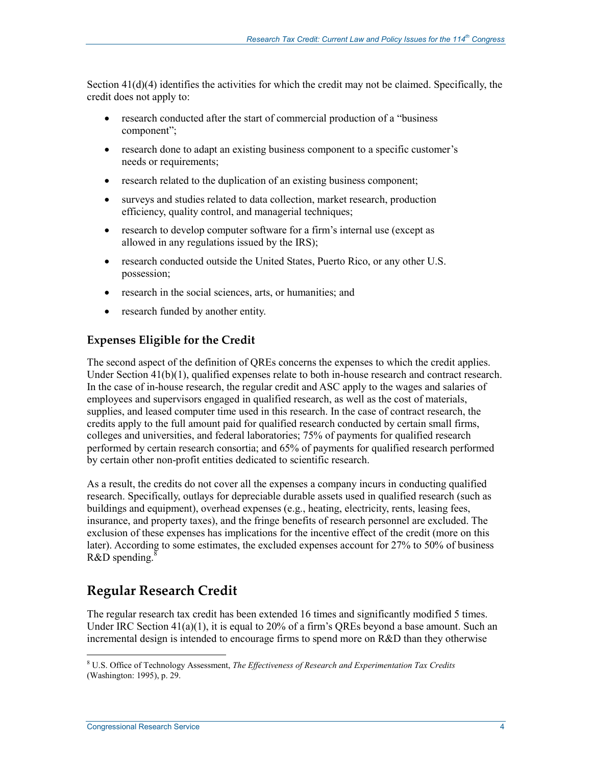Section 41(d)(4) identifies the activities for which the credit may not be claimed. Specifically, the credit does not apply to:

- research conducted after the start of commercial production of a "business component";
- research done to adapt an existing business component to a specific customer's needs or requirements;
- research related to the duplication of an existing business component;
- surveys and studies related to data collection, market research, production efficiency, quality control, and managerial techniques;
- research to develop computer software for a firm's internal use (except as allowed in any regulations issued by the IRS);
- research conducted outside the United States, Puerto Rico, or any other U.S. possession;
- research in the social sciences, arts, or humanities; and
- research funded by another entity.

### Expenses Eligible for the Credit

The second aspect of the definition of QREs concerns the expenses to which the credit applies. Under Section 41(b)(1), qualified expenses relate to both in-house research and contract research. In the case of in-house research, the regular credit and ASC apply to the wages and salaries of employees and supervisors engaged in qualified research, as well as the cost of materials, supplies, and leased computer time used in this research. In the case of contract research, the credits apply to the full amount paid for qualified research conducted by certain small firms, colleges and universities, and federal laboratories; 75% of payments for qualified research performed by certain research consortia; and 65% of payments for qualified research performed by certain other non-profit entities dedicated to scientific research.

As a result, the credits do not cover all the expenses a company incurs in conducting qualified research. Specifically, outlays for depreciable durable assets used in qualified research (such as buildings and equipment), overhead expenses (e.g., heating, electricity, rents, leasing fees, insurance, and property taxes), and the fringe benefits of research personnel are excluded. The exclusion of these expenses has implications for the incentive effect of the credit (more on this later). According to some estimates, the excluded expenses account for 27% to 50% of business R&D spending.[8]

## Regular Research Credit

The regular research tax credit has been extended 16 times and significantly modified 5 times. Under IRC Section 41(a)(1), it is equal to 20% of a firm's QREs beyond a base amount. Such an incremental design is intended to encourage firms to spend more on R&D than they otherwise

[8] U.S. Office of Technology Assessment, *The Effectiveness of Research and Experimentation Tax Credits* (Washington: 1995), p. 29.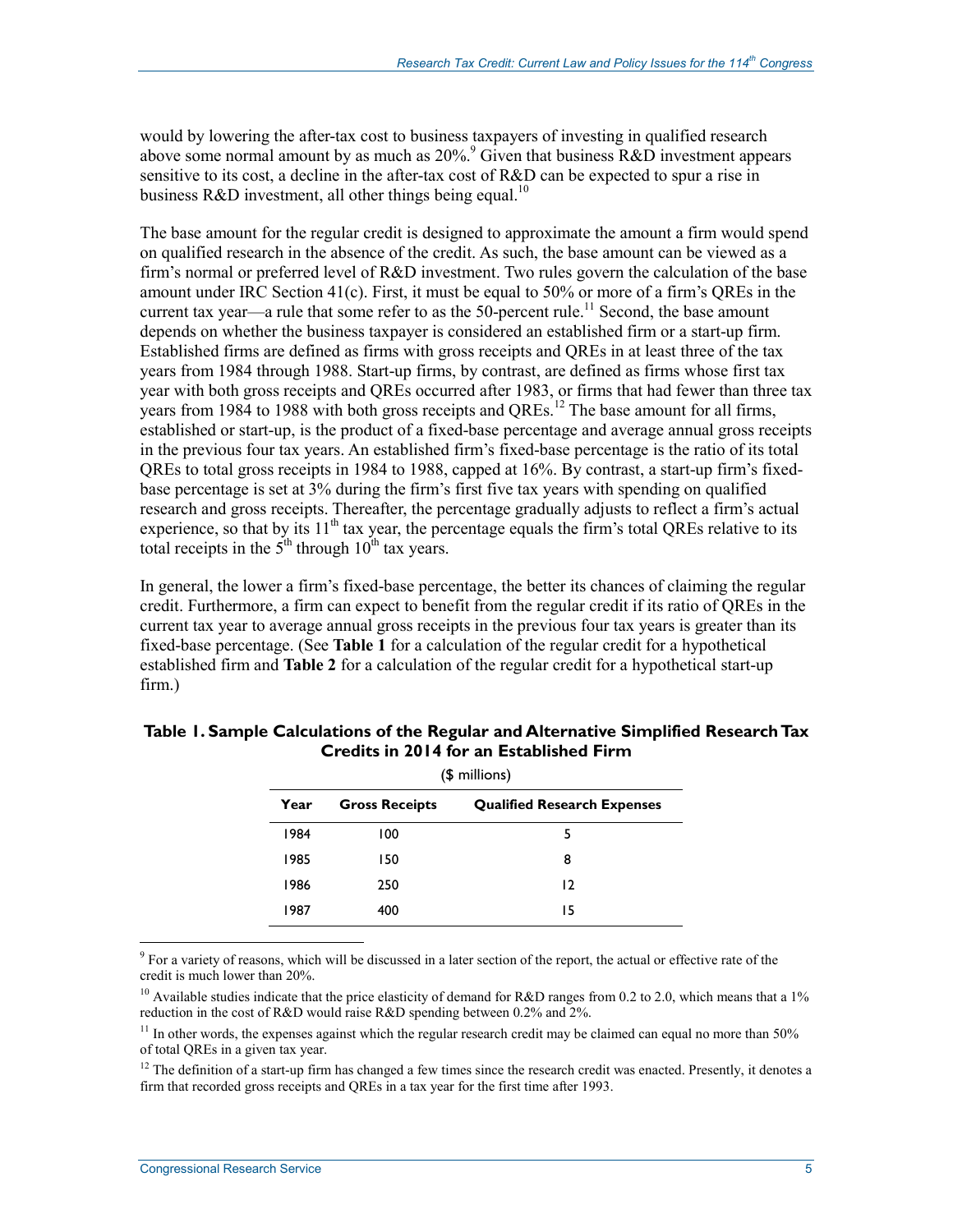would by lowering the after-tax cost to business taxpayers of investing in qualified research above some normal amount by as much as 20%.[9] Given that business R&D investment appears sensitive to its cost, a decline in the after-tax cost of R&D can be expected to spur a rise in business R&D investment, all other things being equal.[10]

The base amount for the regular credit is designed to approximate the amount a firm would spend on qualified research in the absence of the credit. As such, the base amount can be viewed as a firm's normal or preferred level of R&D investment. Two rules govern the calculation of the base amount under IRC Section 41(c). First, it must be equal to 50% or more of a firm's QREs in the current tax year—a rule that some refer to as the 50-percent rule.[11] Second, the base amount depends on whether the business taxpayer is considered an established firm or a start-up firm. Established firms are defined as firms with gross receipts and QREs in at least three of the tax years from 1984 through 1988. Start-up firms, by contrast, are defined as firms whose first tax year with both gross receipts and QREs occurred after 1983, or firms that had fewer than three tax years from 1984 to 1988 with both gross receipts and QREs.[12] The base amount for all firms, established or start-up, is the product of a fixed-base percentage and average annual gross receipts in the previous four tax years. An established firm's fixed-base percentage is the ratio of its total QREs to total gross receipts in 1984 to 1988, capped at 16%. By contrast, a start-up firm's fixed-base percentage is set at 3% during the firm's first five tax years with spending on qualified research and gross receipts. Thereafter, the percentage gradually adjusts to reflect a firm's actual experience, so that by its 11th tax year, the percentage equals the firm's total QREs relative to its total receipts in the 5th through 10th tax years.

In general, the lower a firm's fixed-base percentage, the better its chances of claiming the regular credit. Furthermore, a firm can expect to benefit from the regular credit if its ratio of QREs in the current tax year to average annual gross receipts in the previous four tax years is greater than its fixed-base percentage. (See **Table 1** for a calculation of the regular credit for a hypothetical established firm and **Table 2** for a calculation of the regular credit for a hypothetical start-up firm.)

**Table 1. Sample Calculations of the Regular and Alternative Simplified Research Tax Credits in 2014 for an Established Firm**

($ millions)

| Year | Gross Receipts | Qualified Research Expenses |
|---|---|---|
| 1984 | 100 | 5 |
| 1985 | 150 | 8 |
| 1986 | 250 | 12 |
| 1987 | 400 | 15 |

[9] For a variety of reasons, which will be discussed in a later section of the report, the actual or effective rate of the credit is much lower than 20%.

[10] Available studies indicate that the price elasticity of demand for R&D ranges from 0.2 to 2.0, which means that a 1% reduction in the cost of R&D would raise R&D spending between 0.2% and 2%.

[11] In other words, the expenses against which the regular research credit may be claimed can equal no more than 50% of total QREs in a given tax year.

[12] The definition of a start-up firm has changed a few times since the research credit was enacted. Presently, it denotes a firm that recorded gross receipts and QREs in a tax year for the first time after 1993.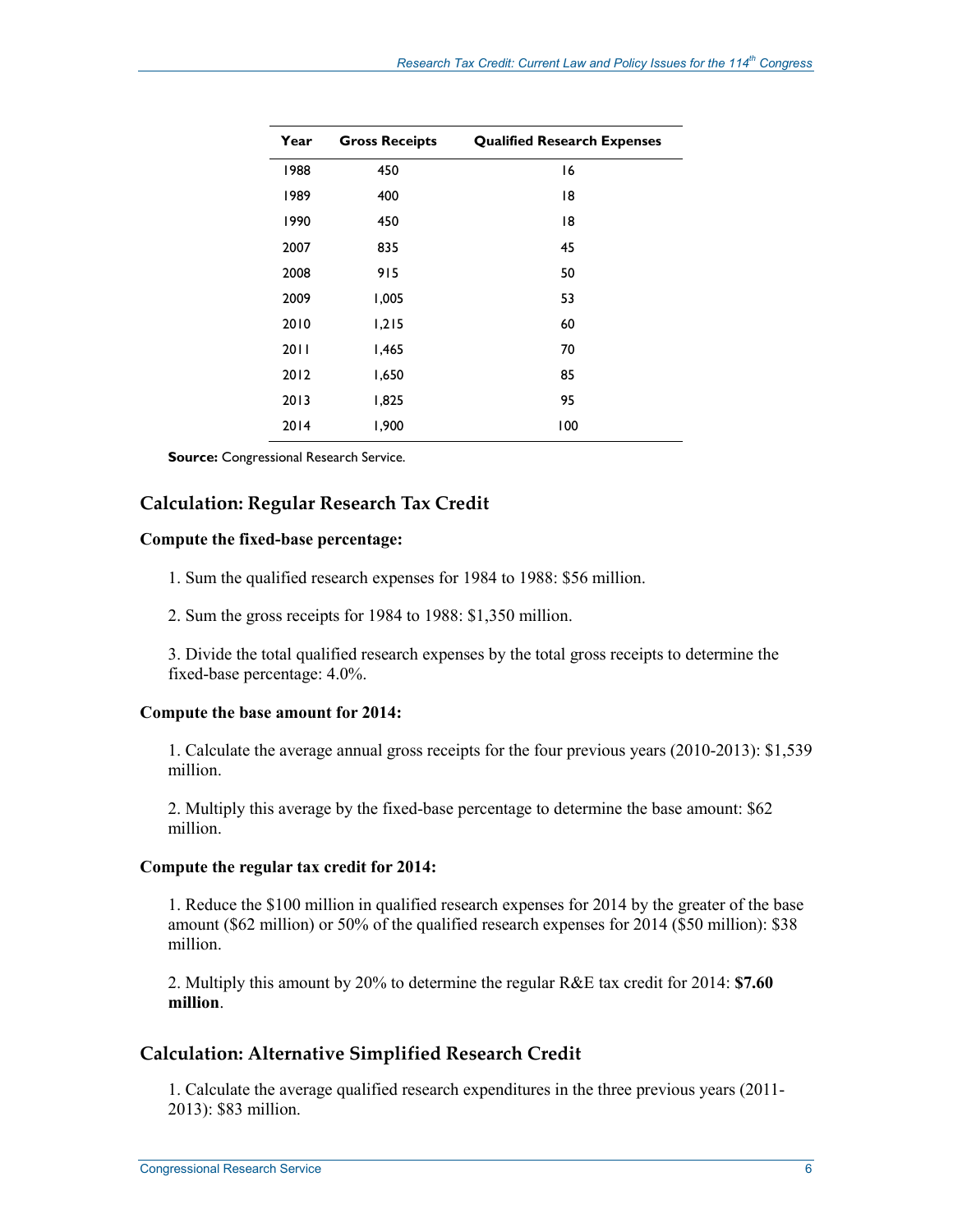| Year | Gross Receipts | Qualified Research Expenses |
| --- | --- | --- |
| 1988 | 450 | 16 |
| 1989 | 400 | 18 |
| 1990 | 450 | 18 |
| 2007 | 835 | 45 |
| 2008 | 915 | 50 |
| 2009 | 1,005 | 53 |
| 2010 | 1,215 | 60 |
| 2011 | 1,465 | 70 |
| 2012 | 1,650 | 85 |
| 2013 | 1,825 | 95 |
| 2014 | 1,900 | 100 |

**Source:** Congressional Research Service.

## Calculation: Regular Research Tax Credit

**Compute the fixed-base percentage:**

1. Sum the qualified research expenses for 1984 to 1988: $56 million.

2. Sum the gross receipts for 1984 to 1988: $1,350 million.

3. Divide the total qualified research expenses by the total gross receipts to determine the fixed-base percentage: 4.0%.

**Compute the base amount for 2014:**

1. Calculate the average annual gross receipts for the four previous years (2010-2013): $1,539 million.

2. Multiply this average by the fixed-base percentage to determine the base amount: $62 million.

**Compute the regular tax credit for 2014:**

1. Reduce the $100 million in qualified research expenses for 2014 by the greater of the base amount ($62 million) or 50% of the qualified research expenses for 2014 ($50 million): $38 million.

2. Multiply this amount by 20% to determine the regular R&E tax credit for 2014: **$7.60 million**.

## Calculation: Alternative Simplified Research Credit

1. Calculate the average qualified research expenditures in the three previous years (2011-2013): $83 million.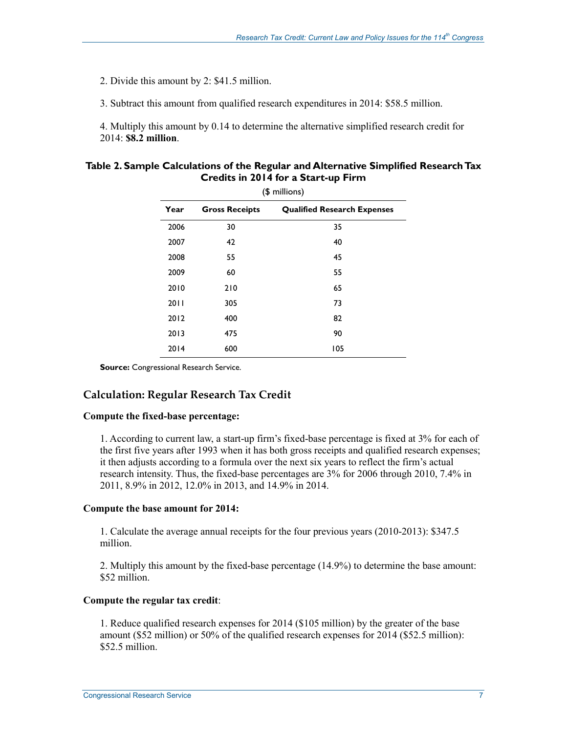2. Divide this amount by 2: $41.5 million.

3. Subtract this amount from qualified research expenditures in 2014: $58.5 million.

4. Multiply this amount by 0.14 to determine the alternative simplified research credit for 2014: **$8.2 million**.

**Table 2. Sample Calculations of the Regular and Alternative Simplified Research Tax Credits in 2014 for a Start-up Firm**

($ millions)

| Year | Gross Receipts | Qualified Research Expenses |
|---|---|---|
| 2006 | 30 | 35 |
| 2007 | 42 | 40 |
| 2008 | 55 | 45 |
| 2009 | 60 | 55 |
| 2010 | 210 | 65 |
| 2011 | 305 | 73 |
| 2012 | 400 | 82 |
| 2013 | 475 | 90 |
| 2014 | 600 | 105 |

**Source:** Congressional Research Service.

## Calculation: Regular Research Tax Credit

**Compute the fixed-base percentage:**

1. According to current law, a start-up firm's fixed-base percentage is fixed at 3% for each of the first five years after 1993 when it has both gross receipts and qualified research expenses; it then adjusts according to a formula over the next six years to reflect the firm's actual research intensity. Thus, the fixed-base percentages are 3% for 2006 through 2010, 7.4% in 2011, 8.9% in 2012, 12.0% in 2013, and 14.9% in 2014.

**Compute the base amount for 2014:**

1. Calculate the average annual receipts for the four previous years (2010-2013): $347.5 million.

2. Multiply this amount by the fixed-base percentage (14.9%) to determine the base amount: $52 million.

**Compute the regular tax credit**:

1. Reduce qualified research expenses for 2014 ($105 million) by the greater of the base amount ($52 million) or 50% of the qualified research expenses for 2014 ($52.5 million): $52.5 million.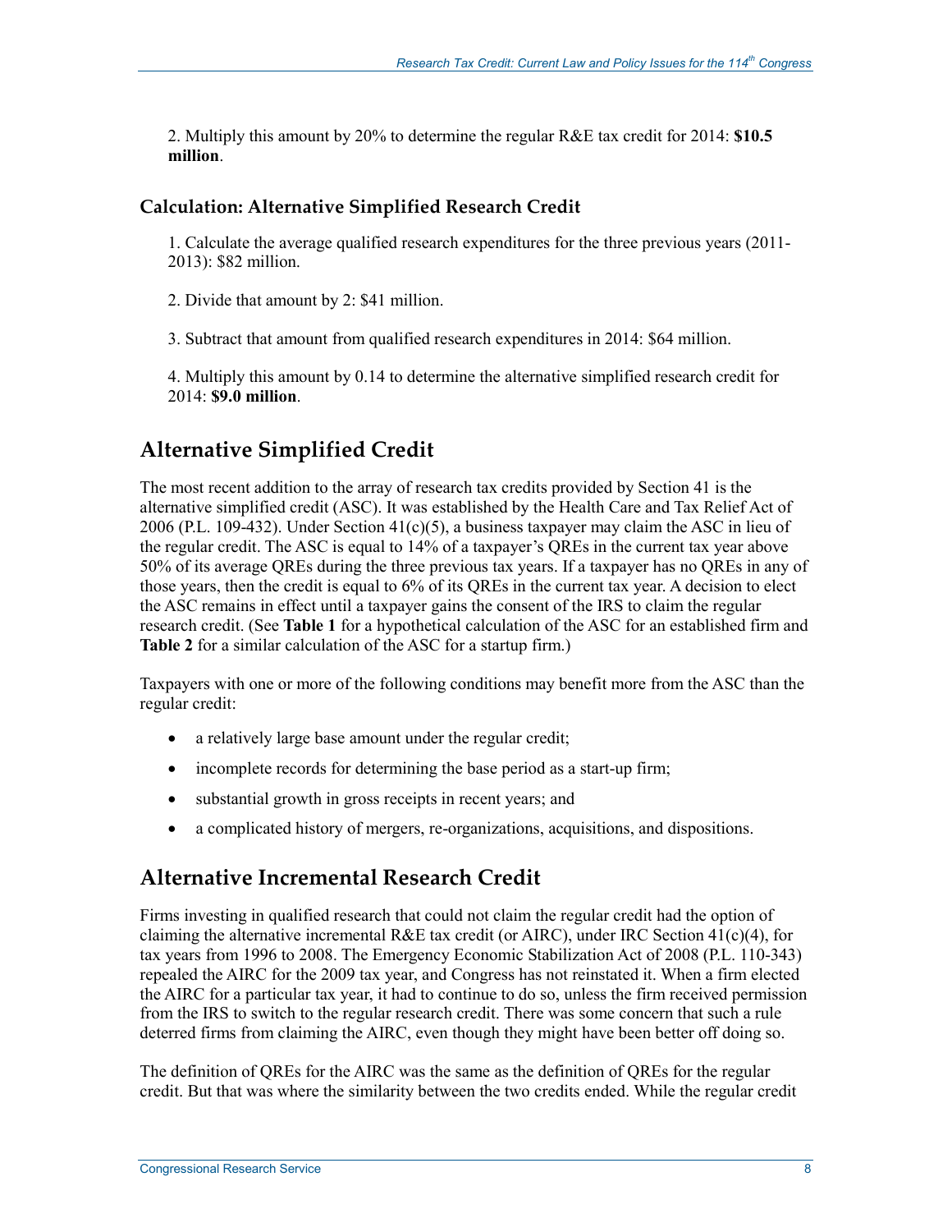2. Multiply this amount by 20% to determine the regular R&E tax credit for 2014: **$10.5 million**.

### Calculation: Alternative Simplified Research Credit

1. Calculate the average qualified research expenditures for the three previous years (2011-2013): $82 million.

2. Divide that amount by 2: $41 million.

3. Subtract that amount from qualified research expenditures in 2014: $64 million.

4. Multiply this amount by 0.14 to determine the alternative simplified research credit for 2014: **$9.0 million**.

## Alternative Simplified Credit

The most recent addition to the array of research tax credits provided by Section 41 is the alternative simplified credit (ASC). It was established by the Health Care and Tax Relief Act of 2006 (P.L. 109-432). Under Section 41(c)(5), a business taxpayer may claim the ASC in lieu of the regular credit. The ASC is equal to 14% of a taxpayer's QREs in the current tax year above 50% of its average QREs during the three previous tax years. If a taxpayer has no QREs in any of those years, then the credit is equal to 6% of its QREs in the current tax year. A decision to elect the ASC remains in effect until a taxpayer gains the consent of the IRS to claim the regular research credit. (See **Table 1** for a hypothetical calculation of the ASC for an established firm and **Table 2** for a similar calculation of the ASC for a startup firm.)

Taxpayers with one or more of the following conditions may benefit more from the ASC than the regular credit:

- a relatively large base amount under the regular credit;
- incomplete records for determining the base period as a start-up firm;
- substantial growth in gross receipts in recent years; and
- a complicated history of mergers, re-organizations, acquisitions, and dispositions.

## Alternative Incremental Research Credit

Firms investing in qualified research that could not claim the regular credit had the option of claiming the alternative incremental R&E tax credit (or AIRC), under IRC Section 41(c)(4), for tax years from 1996 to 2008. The Emergency Economic Stabilization Act of 2008 (P.L. 110-343) repealed the AIRC for the 2009 tax year, and Congress has not reinstated it. When a firm elected the AIRC for a particular tax year, it had to continue to do so, unless the firm received permission from the IRS to switch to the regular research credit. There was some concern that such a rule deterred firms from claiming the AIRC, even though they might have been better off doing so.

The definition of QREs for the AIRC was the same as the definition of QREs for the regular credit. But that was where the similarity between the two credits ended. While the regular credit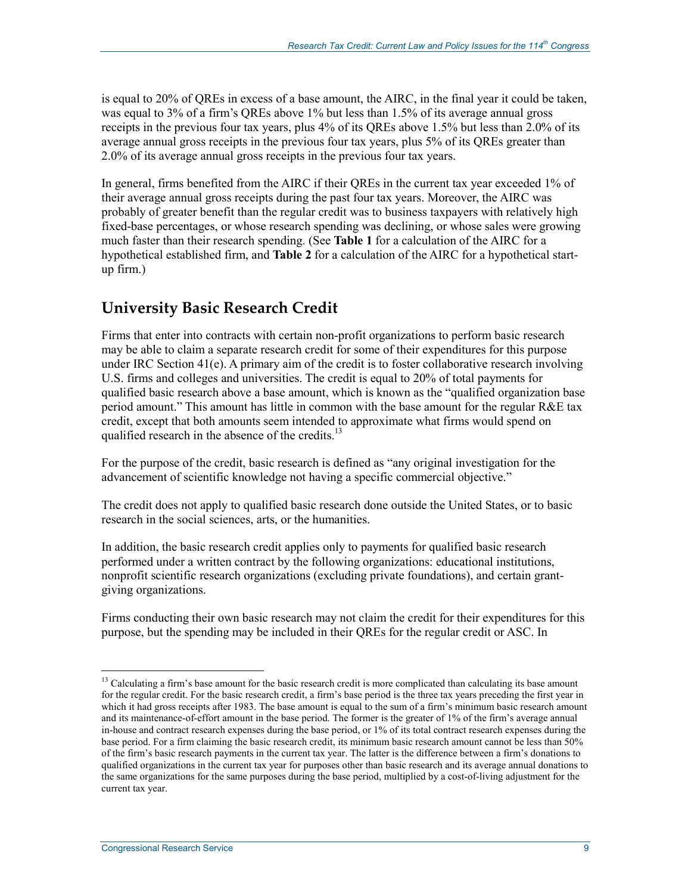is equal to 20% of QREs in excess of a base amount, the AIRC, in the final year it could be taken, was equal to 3% of a firm's QREs above 1% but less than 1.5% of its average annual gross receipts in the previous four tax years, plus 4% of its QREs above 1.5% but less than 2.0% of its average annual gross receipts in the previous four tax years, plus 5% of its QREs greater than 2.0% of its average annual gross receipts in the previous four tax years.

In general, firms benefited from the AIRC if their QREs in the current tax year exceeded 1% of their average annual gross receipts during the past four tax years. Moreover, the AIRC was probably of greater benefit than the regular credit was to business taxpayers with relatively high fixed-base percentages, or whose research spending was declining, or whose sales were growing much faster than their research spending. (See **Table 1** for a calculation of the AIRC for a hypothetical established firm, and **Table 2** for a calculation of the AIRC for a hypothetical start-up firm.)

## University Basic Research Credit

Firms that enter into contracts with certain non-profit organizations to perform basic research may be able to claim a separate research credit for some of their expenditures for this purpose under IRC Section 41(e). A primary aim of the credit is to foster collaborative research involving U.S. firms and colleges and universities. The credit is equal to 20% of total payments for qualified basic research above a base amount, which is known as the "qualified organization base period amount." This amount has little in common with the base amount for the regular R&E tax credit, except that both amounts seem intended to approximate what firms would spend on qualified research in the absence of the credits.[13]

For the purpose of the credit, basic research is defined as "any original investigation for the advancement of scientific knowledge not having a specific commercial objective."

The credit does not apply to qualified basic research done outside the United States, or to basic research in the social sciences, arts, or the humanities.

In addition, the basic research credit applies only to payments for qualified basic research performed under a written contract by the following organizations: educational institutions, nonprofit scientific research organizations (excluding private foundations), and certain grant-giving organizations.

Firms conducting their own basic research may not claim the credit for their expenditures for this purpose, but the spending may be included in their QREs for the regular credit or ASC. In

[13] Calculating a firm's base amount for the basic research credit is more complicated than calculating its base amount for the regular credit. For the basic research credit, a firm's base period is the three tax years preceding the first year in which it had gross receipts after 1983. The base amount is equal to the sum of a firm's minimum basic research amount and its maintenance-of-effort amount in the base period. The former is the greater of 1% of the firm's average annual in-house and contract research expenses during the base period, or 1% of its total contract research expenses during the base period. For a firm claiming the basic research credit, its minimum basic research amount cannot be less than 50% of the firm's basic research payments in the current tax year. The latter is the difference between a firm's donations to qualified organizations in the current tax year for purposes other than basic research and its average annual donations to the same organizations for the same purposes during the base period, multiplied by a cost-of-living adjustment for the current tax year.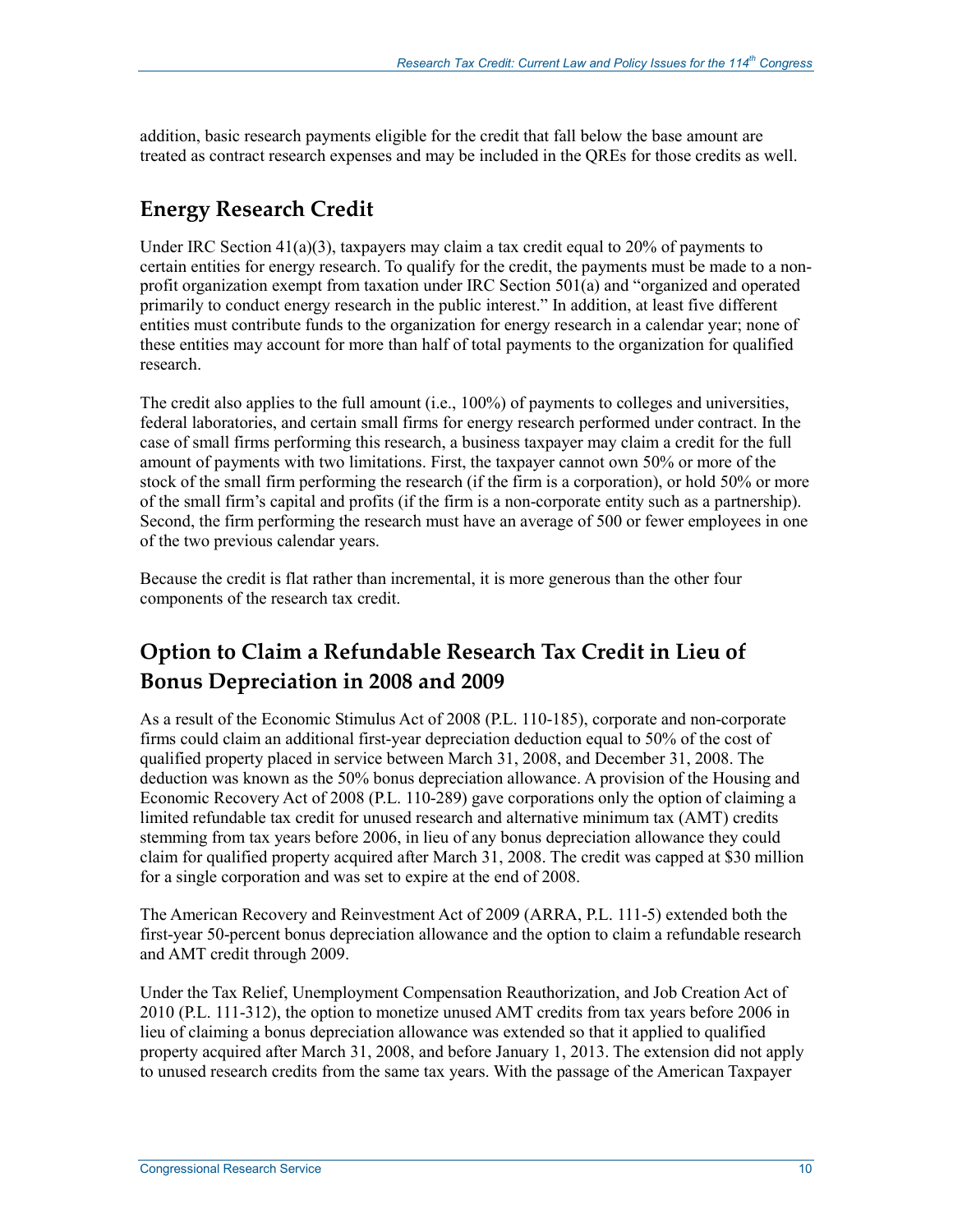addition, basic research payments eligible for the credit that fall below the base amount are treated as contract research expenses and may be included in the QREs for those credits as well.

## Energy Research Credit

Under IRC Section 41(a)(3), taxpayers may claim a tax credit equal to 20% of payments to certain entities for energy research. To qualify for the credit, the payments must be made to a non-profit organization exempt from taxation under IRC Section 501(a) and "organized and operated primarily to conduct energy research in the public interest." In addition, at least five different entities must contribute funds to the organization for energy research in a calendar year; none of these entities may account for more than half of total payments to the organization for qualified research.

The credit also applies to the full amount (i.e., 100%) of payments to colleges and universities, federal laboratories, and certain small firms for energy research performed under contract. In the case of small firms performing this research, a business taxpayer may claim a credit for the full amount of payments with two limitations. First, the taxpayer cannot own 50% or more of the stock of the small firm performing the research (if the firm is a corporation), or hold 50% or more of the small firm's capital and profits (if the firm is a non-corporate entity such as a partnership). Second, the firm performing the research must have an average of 500 or fewer employees in one of the two previous calendar years.

Because the credit is flat rather than incremental, it is more generous than the other four components of the research tax credit.

## Option to Claim a Refundable Research Tax Credit in Lieu of Bonus Depreciation in 2008 and 2009

As a result of the Economic Stimulus Act of 2008 (P.L. 110-185), corporate and non-corporate firms could claim an additional first-year depreciation deduction equal to 50% of the cost of qualified property placed in service between March 31, 2008, and December 31, 2008. The deduction was known as the 50% bonus depreciation allowance. A provision of the Housing and Economic Recovery Act of 2008 (P.L. 110-289) gave corporations only the option of claiming a limited refundable tax credit for unused research and alternative minimum tax (AMT) credits stemming from tax years before 2006, in lieu of any bonus depreciation allowance they could claim for qualified property acquired after March 31, 2008. The credit was capped at $30 million for a single corporation and was set to expire at the end of 2008.

The American Recovery and Reinvestment Act of 2009 (ARRA, P.L. 111-5) extended both the first-year 50-percent bonus depreciation allowance and the option to claim a refundable research and AMT credit through 2009.

Under the Tax Relief, Unemployment Compensation Reauthorization, and Job Creation Act of 2010 (P.L. 111-312), the option to monetize unused AMT credits from tax years before 2006 in lieu of claiming a bonus depreciation allowance was extended so that it applied to qualified property acquired after March 31, 2008, and before January 1, 2013. The extension did not apply to unused research credits from the same tax years. With the passage of the American Taxpayer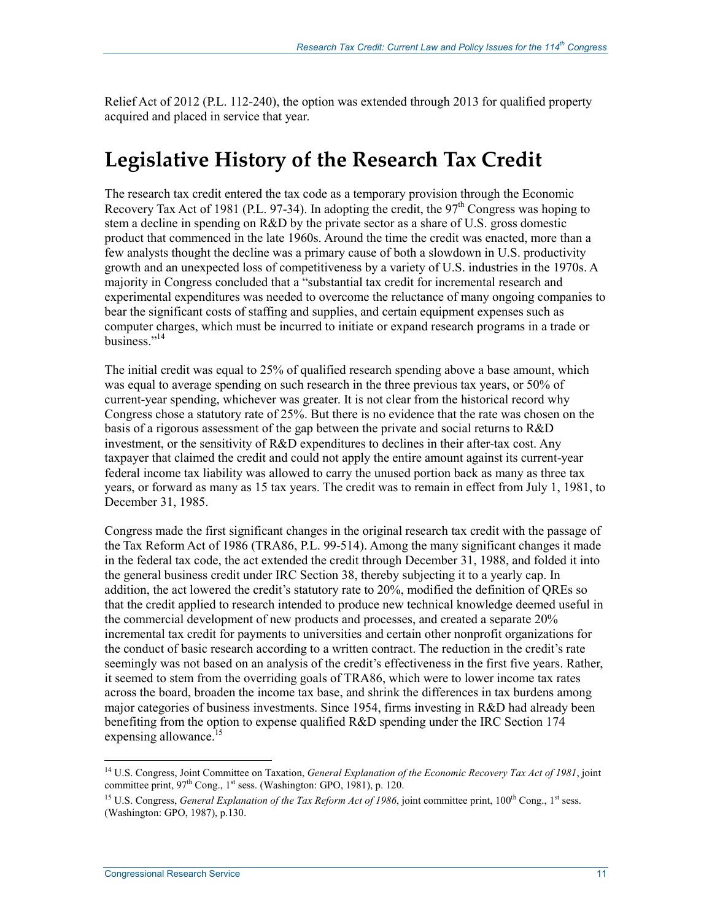Relief Act of 2012 (P.L. 112-240), the option was extended through 2013 for qualified property acquired and placed in service that year.

# Legislative History of the Research Tax Credit

The research tax credit entered the tax code as a temporary provision through the Economic Recovery Tax Act of 1981 (P.L. 97-34). In adopting the credit, the 97th Congress was hoping to stem a decline in spending on R&D by the private sector as a share of U.S. gross domestic product that commenced in the late 1960s. Around the time the credit was enacted, more than a few analysts thought the decline was a primary cause of both a slowdown in U.S. productivity growth and an unexpected loss of competitiveness by a variety of U.S. industries in the 1970s. A majority in Congress concluded that a "substantial tax credit for incremental research and experimental expenditures was needed to overcome the reluctance of many ongoing companies to bear the significant costs of staffing and supplies, and certain equipment expenses such as computer charges, which must be incurred to initiate or expand research programs in a trade or business."[14]

The initial credit was equal to 25% of qualified research spending above a base amount, which was equal to average spending on such research in the three previous tax years, or 50% of current-year spending, whichever was greater. It is not clear from the historical record why Congress chose a statutory rate of 25%. But there is no evidence that the rate was chosen on the basis of a rigorous assessment of the gap between the private and social returns to R&D investment, or the sensitivity of R&D expenditures to declines in their after-tax cost. Any taxpayer that claimed the credit and could not apply the entire amount against its current-year federal income tax liability was allowed to carry the unused portion back as many as three tax years, or forward as many as 15 tax years. The credit was to remain in effect from July 1, 1981, to December 31, 1985.

Congress made the first significant changes in the original research tax credit with the passage of the Tax Reform Act of 1986 (TRA86, P.L. 99-514). Among the many significant changes it made in the federal tax code, the act extended the credit through December 31, 1988, and folded it into the general business credit under IRC Section 38, thereby subjecting it to a yearly cap. In addition, the act lowered the credit's statutory rate to 20%, modified the definition of QREs so that the credit applied to research intended to produce new technical knowledge deemed useful in the commercial development of new products and processes, and created a separate 20% incremental tax credit for payments to universities and certain other nonprofit organizations for the conduct of basic research according to a written contract. The reduction in the credit's rate seemingly was not based on an analysis of the credit's effectiveness in the first five years. Rather, it seemed to stem from the overriding goals of TRA86, which were to lower income tax rates across the board, broaden the income tax base, and shrink the differences in tax burdens among major categories of business investments. Since 1954, firms investing in R&D had already been benefiting from the option to expense qualified R&D spending under the IRC Section 174 expensing allowance.[15]

---

[14] U.S. Congress, Joint Committee on Taxation, *General Explanation of the Economic Recovery Tax Act of 1981*, joint committee print, 97th Cong., 1st sess. (Washington: GPO, 1981), p. 120.

[15] U.S. Congress, *General Explanation of the Tax Reform Act of 1986*, joint committee print, 100th Cong., 1st sess. (Washington: GPO, 1987), p.130.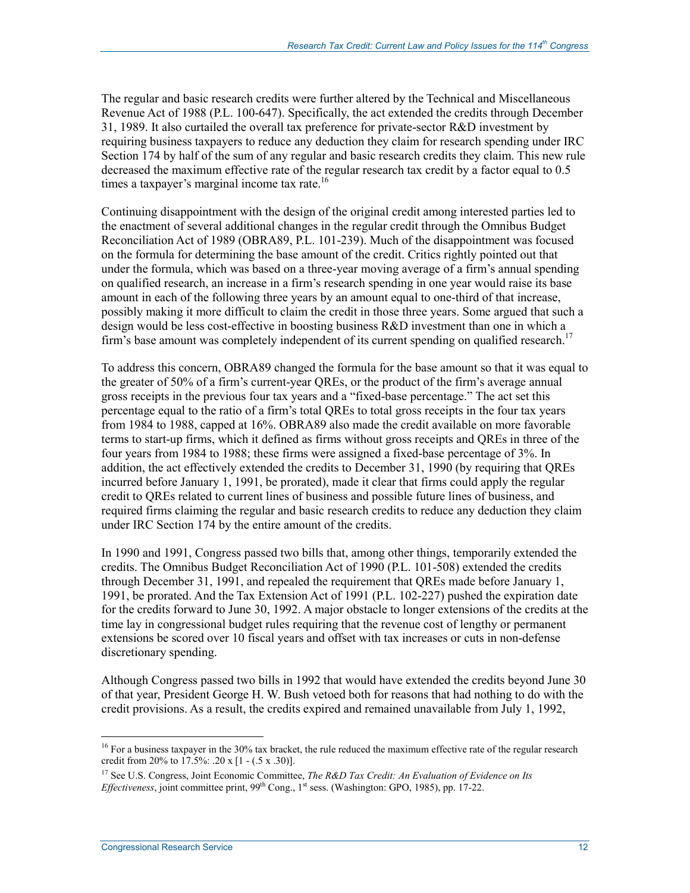The regular and basic research credits were further altered by the Technical and Miscellaneous Revenue Act of 1988 (P.L. 100-647). Specifically, the act extended the credits through December 31, 1989. It also curtailed the overall tax preference for private-sector R&D investment by requiring business taxpayers to reduce any deduction they claim for research spending under IRC Section 174 by half of the sum of any regular and basic research credits they claim. This new rule decreased the maximum effective rate of the regular research tax credit by a factor equal to 0.5 times a taxpayer's marginal income tax rate.[16]

Continuing disappointment with the design of the original credit among interested parties led to the enactment of several additional changes in the regular credit through the Omnibus Budget Reconciliation Act of 1989 (OBRA89, P.L. 101-239). Much of the disappointment was focused on the formula for determining the base amount of the credit. Critics rightly pointed out that under the formula, which was based on a three-year moving average of a firm's annual spending on qualified research, an increase in a firm's research spending in one year would raise its base amount in each of the following three years by an amount equal to one-third of that increase, possibly making it more difficult to claim the credit in those three years. Some argued that such a design would be less cost-effective in boosting business R&D investment than one in which a firm's base amount was completely independent of its current spending on qualified research.[17]

To address this concern, OBRA89 changed the formula for the base amount so that it was equal to the greater of 50% of a firm's current-year QREs, or the product of the firm's average annual gross receipts in the previous four tax years and a "fixed-base percentage." The act set this percentage equal to the ratio of a firm's total QREs to total gross receipts in the four tax years from 1984 to 1988, capped at 16%. OBRA89 also made the credit available on more favorable terms to start-up firms, which it defined as firms without gross receipts and QREs in three of the four years from 1984 to 1988; these firms were assigned a fixed-base percentage of 3%. In addition, the act effectively extended the credits to December 31, 1990 (by requiring that QREs incurred before January 1, 1991, be prorated), made it clear that firms could apply the regular credit to QREs related to current lines of business and possible future lines of business, and required firms claiming the regular and basic research credits to reduce any deduction they claim under IRC Section 174 by the entire amount of the credits.

In 1990 and 1991, Congress passed two bills that, among other things, temporarily extended the credits. The Omnibus Budget Reconciliation Act of 1990 (P.L. 101-508) extended the credits through December 31, 1991, and repealed the requirement that QREs made before January 1, 1991, be prorated. And the Tax Extension Act of 1991 (P.L. 102-227) pushed the expiration date for the credits forward to June 30, 1992. A major obstacle to longer extensions of the credits at the time lay in congressional budget rules requiring that the revenue cost of lengthy or permanent extensions be scored over 10 fiscal years and offset with tax increases or cuts in non-defense discretionary spending.

Although Congress passed two bills in 1992 that would have extended the credits beyond June 30 of that year, President George H. W. Bush vetoed both for reasons that had nothing to do with the credit provisions. As a result, the credits expired and remained unavailable from July 1, 1992,

---

[16] For a business taxpayer in the 30% tax bracket, the rule reduced the maximum effective rate of the regular research credit from 20% to 17.5%: .20 x [1 - (.5 x .30)].

[17] See U.S. Congress, Joint Economic Committee, *The R&D Tax Credit: An Evaluation of Evidence on Its Effectiveness*, joint committee print, 99th Cong., 1st sess. (Washington: GPO, 1985), pp. 17-22.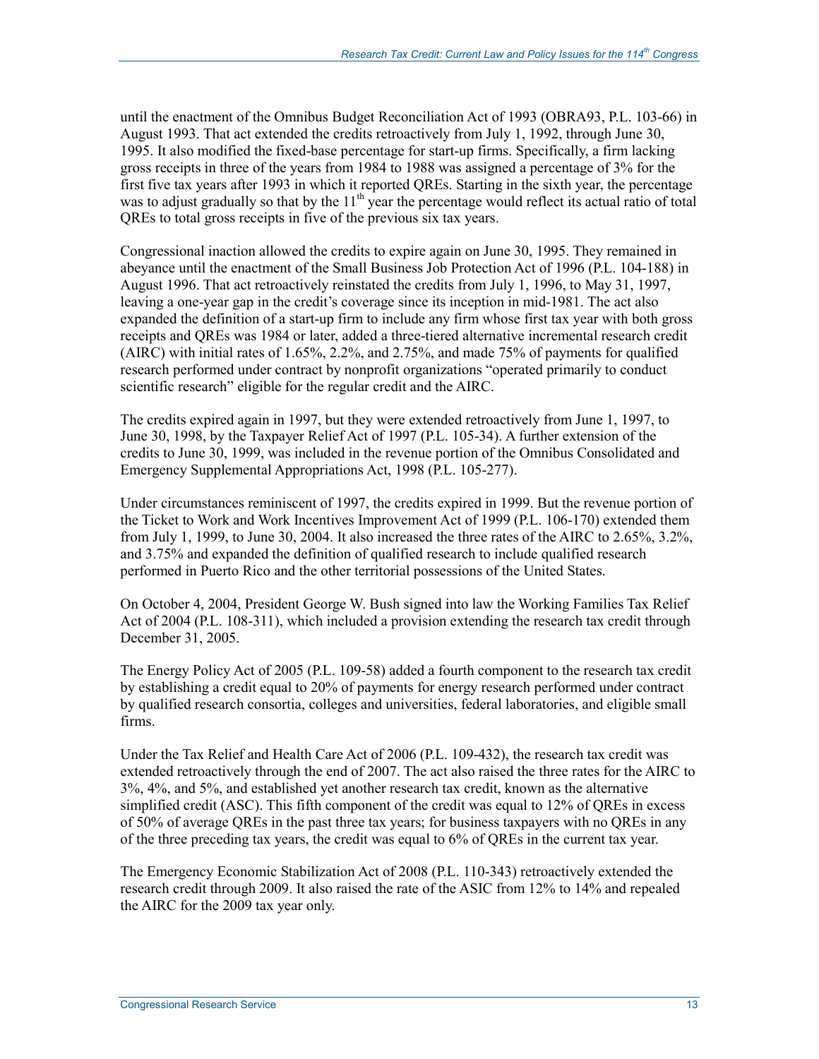until the enactment of the Omnibus Budget Reconciliation Act of 1993 (OBRA93, P.L. 103-66) in August 1993. That act extended the credits retroactively from July 1, 1992, through June 30, 1995. It also modified the fixed-base percentage for start-up firms. Specifically, a firm lacking gross receipts in three of the years from 1984 to 1988 was assigned a percentage of 3% for the first five tax years after 1993 in which it reported QREs. Starting in the sixth year, the percentage was to adjust gradually so that by the 11th year the percentage would reflect its actual ratio of total QREs to total gross receipts in five of the previous six tax years.

Congressional inaction allowed the credits to expire again on June 30, 1995. They remained in abeyance until the enactment of the Small Business Job Protection Act of 1996 (P.L. 104-188) in August 1996. That act retroactively reinstated the credits from July 1, 1996, to May 31, 1997, leaving a one-year gap in the credit's coverage since its inception in mid-1981. The act also expanded the definition of a start-up firm to include any firm whose first tax year with both gross receipts and QREs was 1984 or later, added a three-tiered alternative incremental research credit (AIRC) with initial rates of 1.65%, 2.2%, and 2.75%, and made 75% of payments for qualified research performed under contract by nonprofit organizations "operated primarily to conduct scientific research" eligible for the regular credit and the AIRC.

The credits expired again in 1997, but they were extended retroactively from June 1, 1997, to June 30, 1998, by the Taxpayer Relief Act of 1997 (P.L. 105-34). A further extension of the credits to June 30, 1999, was included in the revenue portion of the Omnibus Consolidated and Emergency Supplemental Appropriations Act, 1998 (P.L. 105-277).

Under circumstances reminiscent of 1997, the credits expired in 1999. But the revenue portion of the Ticket to Work and Work Incentives Improvement Act of 1999 (P.L. 106-170) extended them from July 1, 1999, to June 30, 2004. It also increased the three rates of the AIRC to 2.65%, 3.2%, and 3.75% and expanded the definition of qualified research to include qualified research performed in Puerto Rico and the other territorial possessions of the United States.

On October 4, 2004, President George W. Bush signed into law the Working Families Tax Relief Act of 2004 (P.L. 108-311), which included a provision extending the research tax credit through December 31, 2005.

The Energy Policy Act of 2005 (P.L. 109-58) added a fourth component to the research tax credit by establishing a credit equal to 20% of payments for energy research performed under contract by qualified research consortia, colleges and universities, federal laboratories, and eligible small firms.

Under the Tax Relief and Health Care Act of 2006 (P.L. 109-432), the research tax credit was extended retroactively through the end of 2007. The act also raised the three rates for the AIRC to 3%, 4%, and 5%, and established yet another research tax credit, known as the alternative simplified credit (ASC). This fifth component of the credit was equal to 12% of QREs in excess of 50% of average QREs in the past three tax years; for business taxpayers with no QREs in any of the three preceding tax years, the credit was equal to 6% of QREs in the current tax year.

The Emergency Economic Stabilization Act of 2008 (P.L. 110-343) retroactively extended the research credit through 2009. It also raised the rate of the ASIC from 12% to 14% and repealed the AIRC for the 2009 tax year only.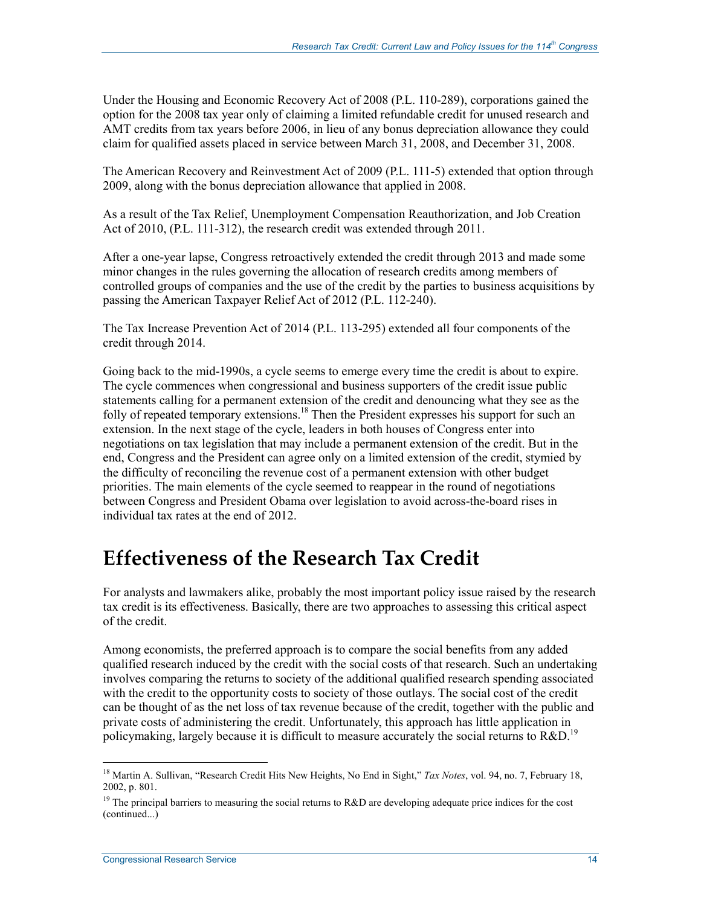Under the Housing and Economic Recovery Act of 2008 (P.L. 110-289), corporations gained the option for the 2008 tax year only of claiming a limited refundable credit for unused research and AMT credits from tax years before 2006, in lieu of any bonus depreciation allowance they could claim for qualified assets placed in service between March 31, 2008, and December 31, 2008.

The American Recovery and Reinvestment Act of 2009 (P.L. 111-5) extended that option through 2009, along with the bonus depreciation allowance that applied in 2008.

As a result of the Tax Relief, Unemployment Compensation Reauthorization, and Job Creation Act of 2010, (P.L. 111-312), the research credit was extended through 2011.

After a one-year lapse, Congress retroactively extended the credit through 2013 and made some minor changes in the rules governing the allocation of research credits among members of controlled groups of companies and the use of the credit by the parties to business acquisitions by passing the American Taxpayer Relief Act of 2012 (P.L. 112-240).

The Tax Increase Prevention Act of 2014 (P.L. 113-295) extended all four components of the credit through 2014.

Going back to the mid-1990s, a cycle seems to emerge every time the credit is about to expire. The cycle commences when congressional and business supporters of the credit issue public statements calling for a permanent extension of the credit and denouncing what they see as the folly of repeated temporary extensions.[18] Then the President expresses his support for such an extension. In the next stage of the cycle, leaders in both houses of Congress enter into negotiations on tax legislation that may include a permanent extension of the credit. But in the end, Congress and the President can agree only on a limited extension of the credit, stymied by the difficulty of reconciling the revenue cost of a permanent extension with other budget priorities. The main elements of the cycle seemed to reappear in the round of negotiations between Congress and President Obama over legislation to avoid across-the-board rises in individual tax rates at the end of 2012.

# Effectiveness of the Research Tax Credit

For analysts and lawmakers alike, probably the most important policy issue raised by the research tax credit is its effectiveness. Basically, there are two approaches to assessing this critical aspect of the credit.

Among economists, the preferred approach is to compare the social benefits from any added qualified research induced by the credit with the social costs of that research. Such an undertaking involves comparing the returns to society of the additional qualified research spending associated with the credit to the opportunity costs to society of those outlays. The social cost of the credit can be thought of as the net loss of tax revenue because of the credit, together with the public and private costs of administering the credit. Unfortunately, this approach has little application in policymaking, largely because it is difficult to measure accurately the social returns to R&D.[19]

---

[18] Martin A. Sullivan, "Research Credit Hits New Heights, No End in Sight," *Tax Notes*, vol. 94, no. 7, February 18, 2002, p. 801.

[19] The principal barriers to measuring the social returns to R&D are developing adequate price indices for the cost (continued...)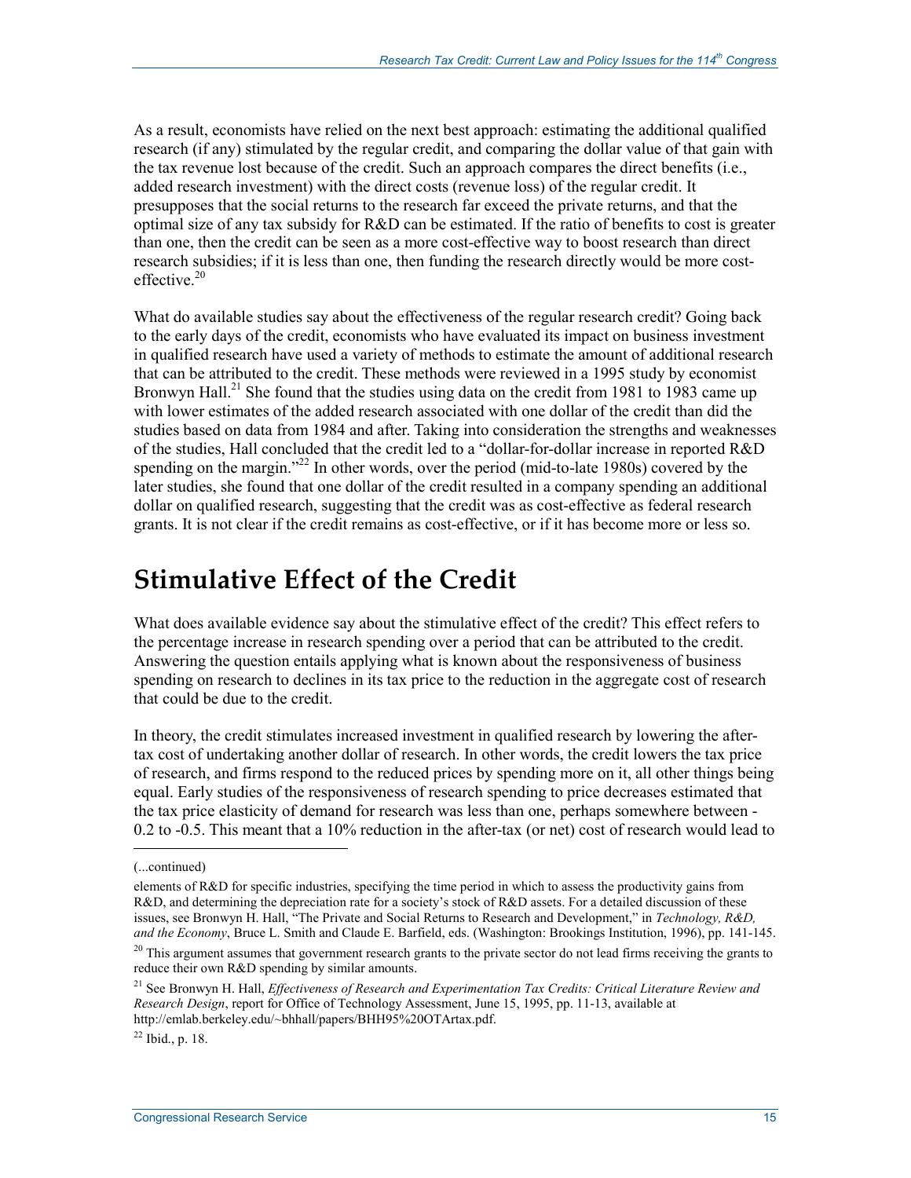As a result, economists have relied on the next best approach: estimating the additional qualified research (if any) stimulated by the regular credit, and comparing the dollar value of that gain with the tax revenue lost because of the credit. Such an approach compares the direct benefits (i.e., added research investment) with the direct costs (revenue loss) of the regular credit. It presupposes that the social returns to the research far exceed the private returns, and that the optimal size of any tax subsidy for R&D can be estimated. If the ratio of benefits to cost is greater than one, then the credit can be seen as a more cost-effective way to boost research than direct research subsidies; if it is less than one, then funding the research directly would be more cost-effective.[20]

What do available studies say about the effectiveness of the regular research credit? Going back to the early days of the credit, economists who have evaluated its impact on business investment in qualified research have used a variety of methods to estimate the amount of additional research that can be attributed to the credit. These methods were reviewed in a 1995 study by economist Bronwyn Hall.[21] She found that the studies using data on the credit from 1981 to 1983 came up with lower estimates of the added research associated with one dollar of the credit than did the studies based on data from 1984 and after. Taking into consideration the strengths and weaknesses of the studies, Hall concluded that the credit led to a "dollar-for-dollar increase in reported R&D spending on the margin."[22] In other words, over the period (mid-to-late 1980s) covered by the later studies, she found that one dollar of the credit resulted in a company spending an additional dollar on qualified research, suggesting that the credit was as cost-effective as federal research grants. It is not clear if the credit remains as cost-effective, or if it has become more or less so.

# Stimulative Effect of the Credit

What does available evidence say about the stimulative effect of the credit? This effect refers to the percentage increase in research spending over a period that can be attributed to the credit. Answering the question entails applying what is known about the responsiveness of business spending on research to declines in its tax price to the reduction in the aggregate cost of research that could be due to the credit.

In theory, the credit stimulates increased investment in qualified research by lowering the after-tax cost of undertaking another dollar of research. In other words, the credit lowers the tax price of research, and firms respond to the reduced prices by spending more on it, all other things being equal. Early studies of the responsiveness of research spending to price decreases estimated that the tax price elasticity of demand for research was less than one, perhaps somewhere between -0.2 to -0.5. This meant that a 10% reduction in the after-tax (or net) cost of research would lead to

---

(...continued)

elements of R&D for specific industries, specifying the time period in which to assess the productivity gains from R&D, and determining the depreciation rate for a society's stock of R&D assets. For a detailed discussion of these issues, see Bronwyn H. Hall, "The Private and Social Returns to Research and Development," in *Technology, R&D, and the Economy*, Bruce L. Smith and Claude E. Barfield, eds. (Washington: Brookings Institution, 1996), pp. 141-145.

[20] This argument assumes that government research grants to the private sector do not lead firms receiving the grants to reduce their own R&D spending by similar amounts.

[21] See Bronwyn H. Hall, *Effectiveness of Research and Experimentation Tax Credits: Critical Literature Review and Research Design*, report for Office of Technology Assessment, June 15, 1995, pp. 11-13, available at http://emlab.berkeley.edu/~bhhall/papers/BHH95%20OTArtax.pdf.

[22] Ibid., p. 18.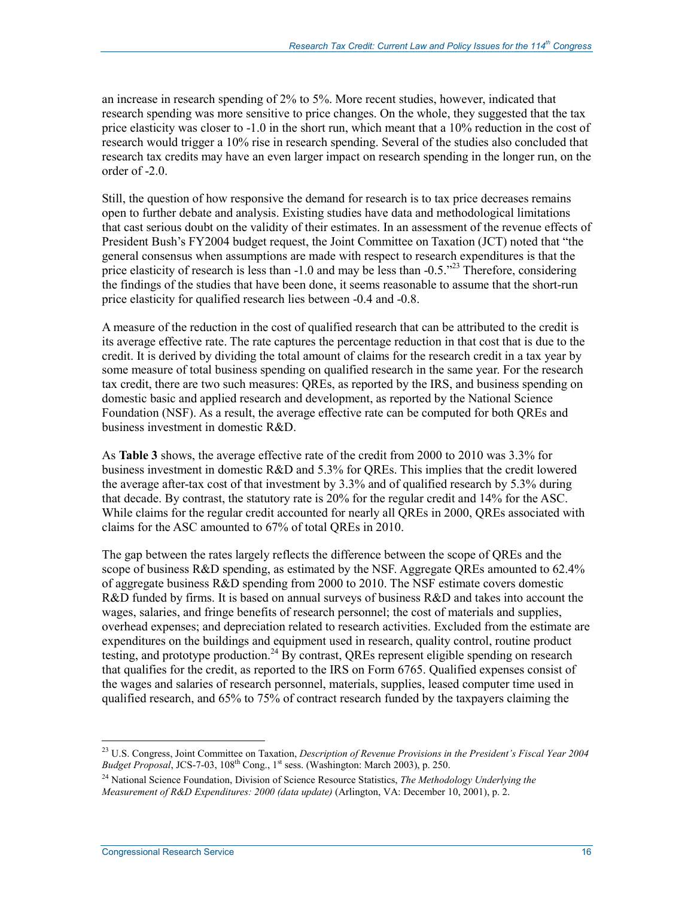an increase in research spending of 2% to 5%. More recent studies, however, indicated that research spending was more sensitive to price changes. On the whole, they suggested that the tax price elasticity was closer to -1.0 in the short run, which meant that a 10% reduction in the cost of research would trigger a 10% rise in research spending. Several of the studies also concluded that research tax credits may have an even larger impact on research spending in the longer run, on the order of -2.0.

Still, the question of how responsive the demand for research is to tax price decreases remains open to further debate and analysis. Existing studies have data and methodological limitations that cast serious doubt on the validity of their estimates. In an assessment of the revenue effects of President Bush's FY2004 budget request, the Joint Committee on Taxation (JCT) noted that "the general consensus when assumptions are made with respect to research expenditures is that the price elasticity of research is less than -1.0 and may be less than -0.5."[23] Therefore, considering the findings of the studies that have been done, it seems reasonable to assume that the short-run price elasticity for qualified research lies between -0.4 and -0.8.

A measure of the reduction in the cost of qualified research that can be attributed to the credit is its average effective rate. The rate captures the percentage reduction in that cost that is due to the credit. It is derived by dividing the total amount of claims for the research credit in a tax year by some measure of total business spending on qualified research in the same year. For the research tax credit, there are two such measures: QREs, as reported by the IRS, and business spending on domestic basic and applied research and development, as reported by the National Science Foundation (NSF). As a result, the average effective rate can be computed for both QREs and business investment in domestic R&D.

As **Table 3** shows, the average effective rate of the credit from 2000 to 2010 was 3.3% for business investment in domestic R&D and 5.3% for QREs. This implies that the credit lowered the average after-tax cost of that investment by 3.3% and of qualified research by 5.3% during that decade. By contrast, the statutory rate is 20% for the regular credit and 14% for the ASC. While claims for the regular credit accounted for nearly all QREs in 2000, QREs associated with claims for the ASC amounted to 67% of total QREs in 2010.

The gap between the rates largely reflects the difference between the scope of QREs and the scope of business R&D spending, as estimated by the NSF. Aggregate QREs amounted to 62.4% of aggregate business R&D spending from 2000 to 2010. The NSF estimate covers domestic R&D funded by firms. It is based on annual surveys of business R&D and takes into account the wages, salaries, and fringe benefits of research personnel; the cost of materials and supplies, overhead expenses; and depreciation related to research activities. Excluded from the estimate are expenditures on the buildings and equipment used in research, quality control, routine product testing, and prototype production.[24] By contrast, QREs represent eligible spending on research that qualifies for the credit, as reported to the IRS on Form 6765. Qualified expenses consist of the wages and salaries of research personnel, materials, supplies, leased computer time used in qualified research, and 65% to 75% of contract research funded by the taxpayers claiming the

---

[23] U.S. Congress, Joint Committee on Taxation, *Description of Revenue Provisions in the President's Fiscal Year 2004 Budget Proposal*, JCS-7-03, 108th Cong., 1st sess. (Washington: March 2003), p. 250.

[24] National Science Foundation, Division of Science Resource Statistics, *The Methodology Underlying the Measurement of R&D Expenditures: 2000 (data update)* (Arlington, VA: December 10, 2001), p. 2.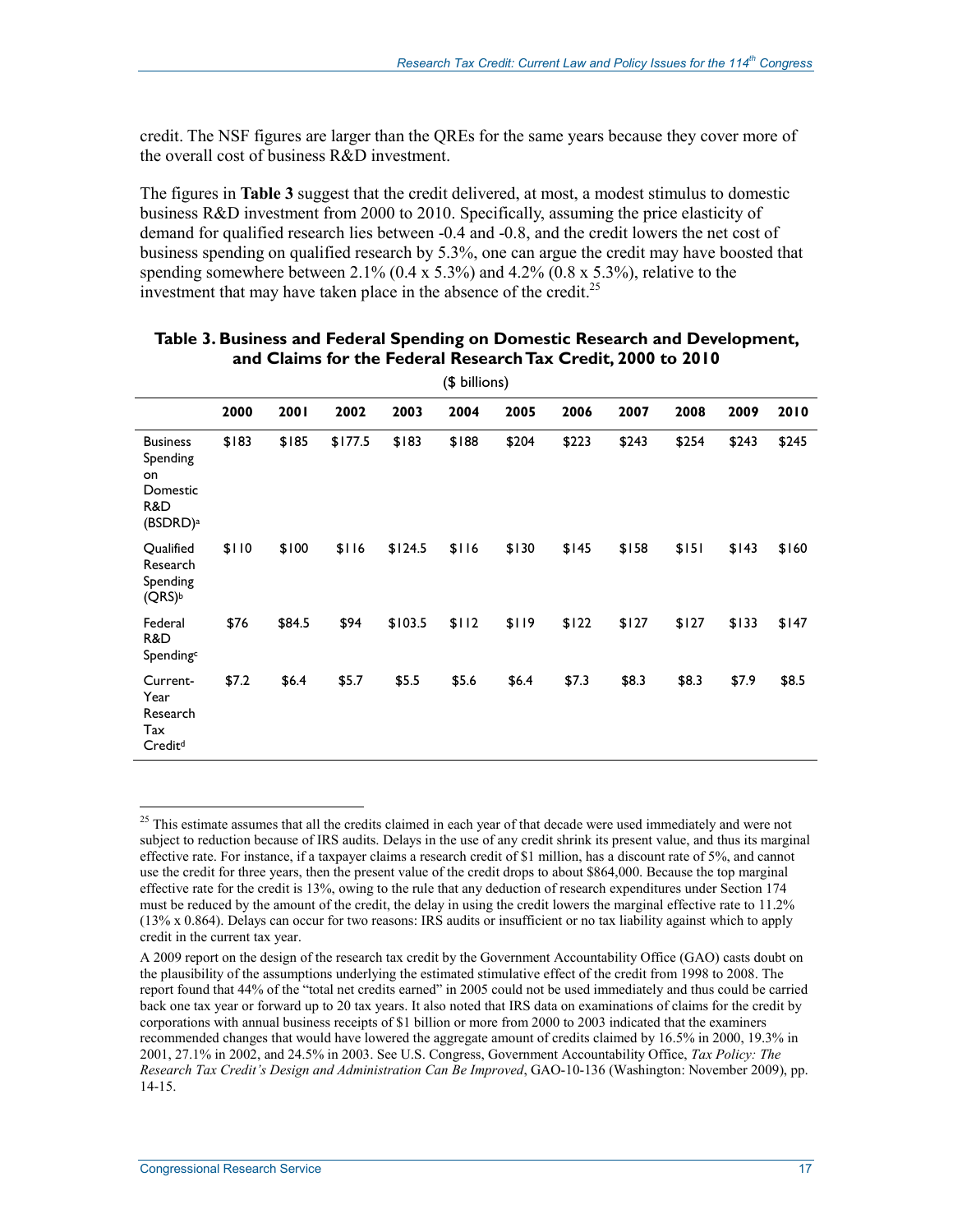credit. The NSF figures are larger than the QREs for the same years because they cover more of the overall cost of business R&D investment.

The figures in **Table 3** suggest that the credit delivered, at most, a modest stimulus to domestic business R&D investment from 2000 to 2010. Specifically, assuming the price elasticity of demand for qualified research lies between -0.4 and -0.8, and the credit lowers the net cost of business spending on qualified research by 5.3%, one can argue the credit may have boosted that spending somewhere between 2.1% (0.4 x 5.3%) and 4.2% (0.8 x 5.3%), relative to the investment that may have taken place in the absence of the credit.[25]

**Table 3. Business and Federal Spending on Domestic Research and Development, and Claims for the Federal Research Tax Credit, 2000 to 2010**

($ billions)

| | 2000 | 2001 | 2002 | 2003 | 2004 | 2005 | 2006 | 2007 | 2008 | 2009 | 2010 |
|---|---|---|---|---|---|---|---|---|---|---|---|
| Business Spending on Domestic R&D (BSDRD)[a] | $183 | $185 | $177.5 | $183 | $188 | $204 | $223 | $243 | $254 | $243 | $245 |
| Qualified Research Spending (QRS)[b] | $110 | $100 | $116 | $124.5 | $116 | $130 | $145 | $158 | $151 | $143 | $160 |
| Federal R&D Spending[c] | $76 | $84.5 | $94 | $103.5 | $112 | $119 | $122 | $127 | $127 | $133 | $147 |
| Current-Year Research Tax Credit[d] | $7.2 | $6.4 | $5.7 | $5.5 | $5.6 | $6.4 | $7.3 | $8.3 | $8.3 | $7.9 | $8.5 |

[25] This estimate assumes that all the credits claimed in each year of that decade were used immediately and were not subject to reduction because of IRS audits. Delays in the use of any credit shrink its present value, and thus its marginal effective rate. For instance, if a taxpayer claims a research credit of $1 million, has a discount rate of 5%, and cannot use the credit for three years, then the present value of the credit drops to about $864,000. Because the top marginal effective rate for the credit is 13%, owing to the rule that any deduction of research expenditures under Section 174 must be reduced by the amount of the credit, the delay in using the credit lowers the marginal effective rate to 11.2% (13% x 0.864). Delays can occur for two reasons: IRS audits or insufficient or no tax liability against which to apply credit in the current tax year.

A 2009 report on the design of the research tax credit by the Government Accountability Office (GAO) casts doubt on the plausibility of the assumptions underlying the estimated stimulative effect of the credit from 1998 to 2008. The report found that 44% of the "total net credits earned" in 2005 could not be used immediately and thus could be carried back one tax year or forward up to 20 tax years. It also noted that IRS data on examinations of claims for the credit by corporations with annual business receipts of $1 billion or more from 2000 to 2003 indicated that the examiners recommended changes that would have lowered the aggregate amount of credits claimed by 16.5% in 2000, 19.3% in 2001, 27.1% in 2002, and 24.5% in 2003. See U.S. Congress, Government Accountability Office, *Tax Policy: The Research Tax Credit's Design and Administration Can Be Improved*, GAO-10-136 (Washington: November 2009), pp. 14-15.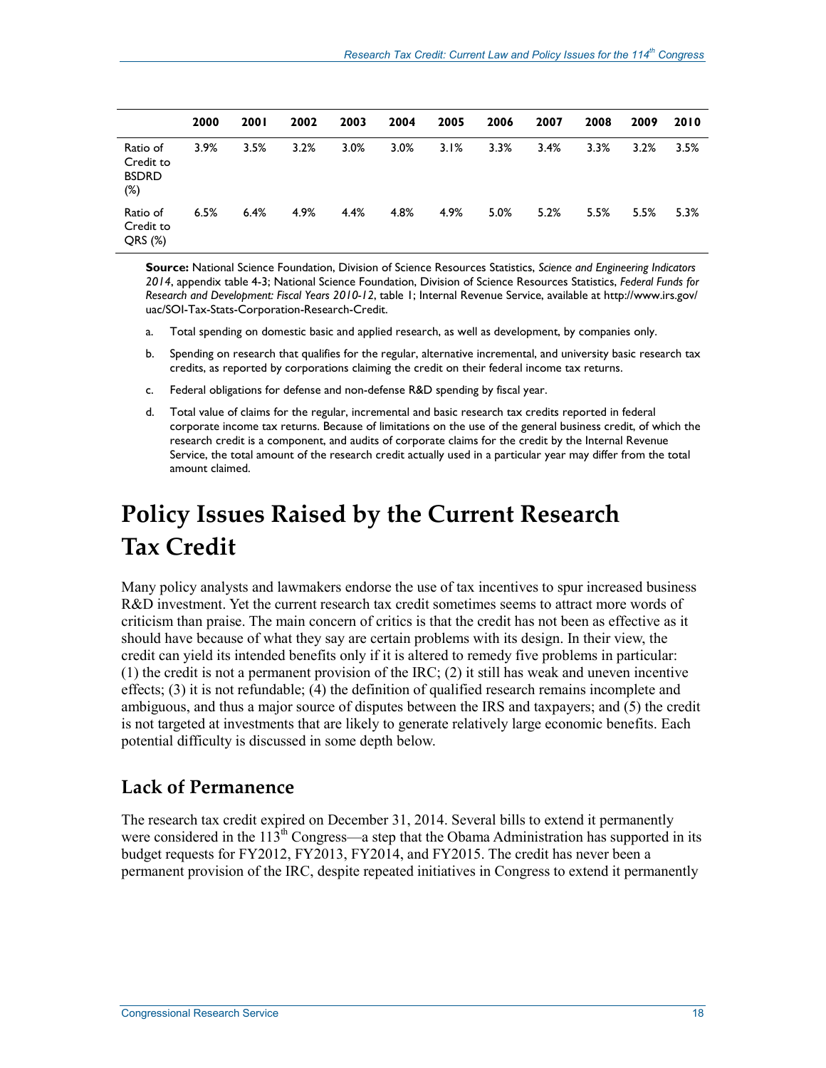| | 2000 | 2001 | 2002 | 2003 | 2004 | 2005 | 2006 | 2007 | 2008 | 2009 | 2010 |
|---|---|---|---|---|---|---|---|---|---|---|---|
| Ratio of Credit to BSDRD (%) | 3.9% | 3.5% | 3.2% | 3.0% | 3.0% | 3.1% | 3.3% | 3.4% | 3.3% | 3.2% | 3.5% |
| Ratio of Credit to QRS (%) | 6.5% | 6.4% | 4.9% | 4.4% | 4.8% | 4.9% | 5.0% | 5.2% | 5.5% | 5.5% | 5.3% |

**Source:** National Science Foundation, Division of Science Resources Statistics, *Science and Engineering Indicators 2014*, appendix table 4-3; National Science Foundation, Division of Science Resources Statistics, *Federal Funds for Research and Development: Fiscal Years 2010-12*, table 1; Internal Revenue Service, available at http://www.irs.gov/uac/SOI-Tax-Stats-Corporation-Research-Credit.

a. Total spending on domestic basic and applied research, as well as development, by companies only.

b. Spending on research that qualifies for the regular, alternative incremental, and university basic research tax credits, as reported by corporations claiming the credit on their federal income tax returns.

c. Federal obligations for defense and non-defense R&D spending by fiscal year.

d. Total value of claims for the regular, incremental and basic research tax credits reported in federal corporate income tax returns. Because of limitations on the use of the general business credit, of which the research credit is a component, and audits of corporate claims for the credit by the Internal Revenue Service, the total amount of the research credit actually used in a particular year may differ from the total amount claimed.

# Policy Issues Raised by the Current Research Tax Credit

Many policy analysts and lawmakers endorse the use of tax incentives to spur increased business R&D investment. Yet the current research tax credit sometimes seems to attract more words of criticism than praise. The main concern of critics is that the credit has not been as effective as it should have because of what they say are certain problems with its design. In their view, the credit can yield its intended benefits only if it is altered to remedy five problems in particular: (1) the credit is not a permanent provision of the IRC; (2) it still has weak and uneven incentive effects; (3) it is not refundable; (4) the definition of qualified research remains incomplete and ambiguous, and thus a major source of disputes between the IRS and taxpayers; and (5) the credit is not targeted at investments that are likely to generate relatively large economic benefits. Each potential difficulty is discussed in some depth below.

## Lack of Permanence

The research tax credit expired on December 31, 2014. Several bills to extend it permanently were considered in the 113th Congress—a step that the Obama Administration has supported in its budget requests for FY2012, FY2013, FY2014, and FY2015. The credit has never been a permanent provision of the IRC, despite repeated initiatives in Congress to extend it permanently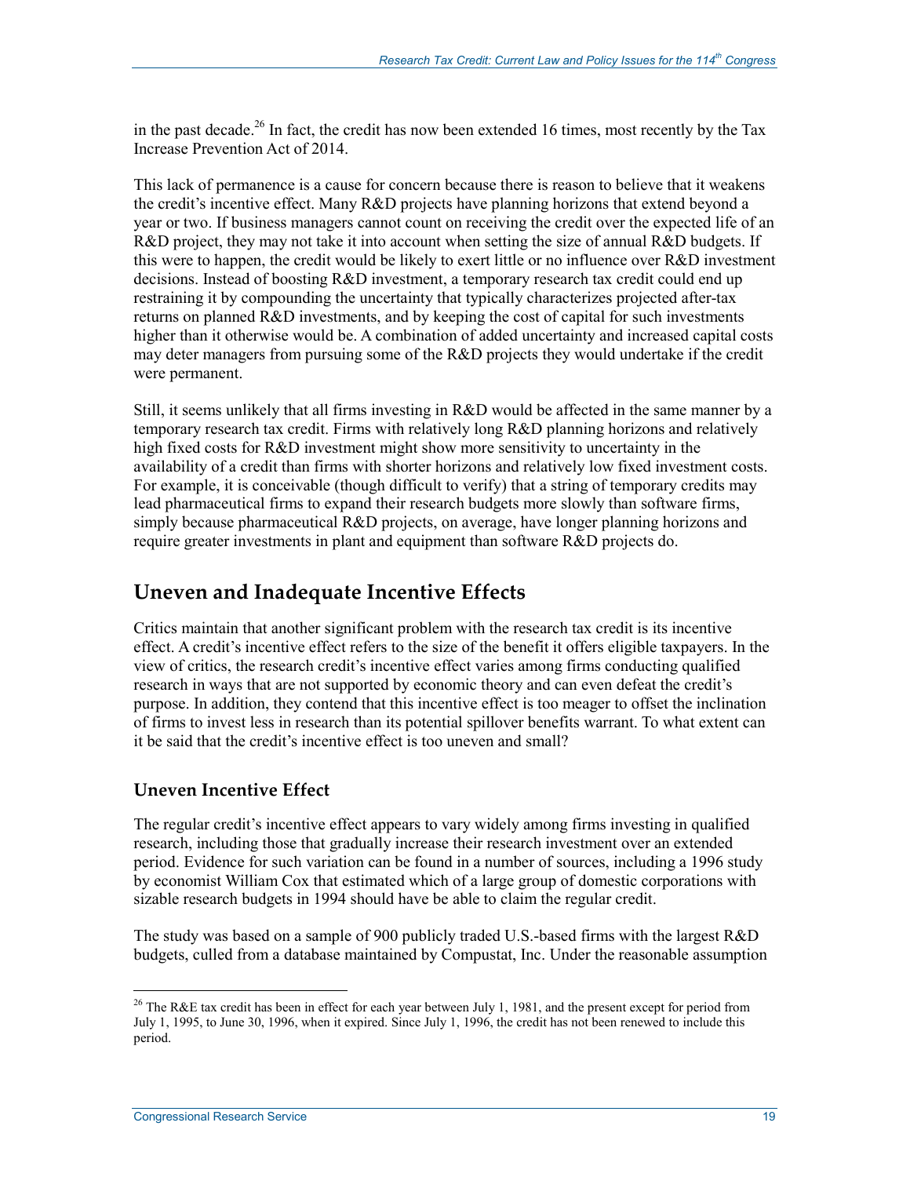in the past decade.[26] In fact, the credit has now been extended 16 times, most recently by the Tax Increase Prevention Act of 2014.

This lack of permanence is a cause for concern because there is reason to believe that it weakens the credit's incentive effect. Many R&D projects have planning horizons that extend beyond a year or two. If business managers cannot count on receiving the credit over the expected life of an R&D project, they may not take it into account when setting the size of annual R&D budgets. If this were to happen, the credit would be likely to exert little or no influence over R&D investment decisions. Instead of boosting R&D investment, a temporary research tax credit could end up restraining it by compounding the uncertainty that typically characterizes projected after-tax returns on planned R&D investments, and by keeping the cost of capital for such investments higher than it otherwise would be. A combination of added uncertainty and increased capital costs may deter managers from pursuing some of the R&D projects they would undertake if the credit were permanent.

Still, it seems unlikely that all firms investing in R&D would be affected in the same manner by a temporary research tax credit. Firms with relatively long R&D planning horizons and relatively high fixed costs for R&D investment might show more sensitivity to uncertainty in the availability of a credit than firms with shorter horizons and relatively low fixed investment costs. For example, it is conceivable (though difficult to verify) that a string of temporary credits may lead pharmaceutical firms to expand their research budgets more slowly than software firms, simply because pharmaceutical R&D projects, on average, have longer planning horizons and require greater investments in plant and equipment than software R&D projects do.

## Uneven and Inadequate Incentive Effects

Critics maintain that another significant problem with the research tax credit is its incentive effect. A credit's incentive effect refers to the size of the benefit it offers eligible taxpayers. In the view of critics, the research credit's incentive effect varies among firms conducting qualified research in ways that are not supported by economic theory and can even defeat the credit's purpose. In addition, they contend that this incentive effect is too meager to offset the inclination of firms to invest less in research than its potential spillover benefits warrant. To what extent can it be said that the credit's incentive effect is too uneven and small?

### Uneven Incentive Effect

The regular credit's incentive effect appears to vary widely among firms investing in qualified research, including those that gradually increase their research investment over an extended period. Evidence for such variation can be found in a number of sources, including a 1996 study by economist William Cox that estimated which of a large group of domestic corporations with sizable research budgets in 1994 should have be able to claim the regular credit.

The study was based on a sample of 900 publicly traded U.S.-based firms with the largest R&D budgets, culled from a database maintained by Compustat, Inc. Under the reasonable assumption

---

[26] The R&E tax credit has been in effect for each year between July 1, 1981, and the present except for period from July 1, 1995, to June 30, 1996, when it expired. Since July 1, 1996, the credit has not been renewed to include this period.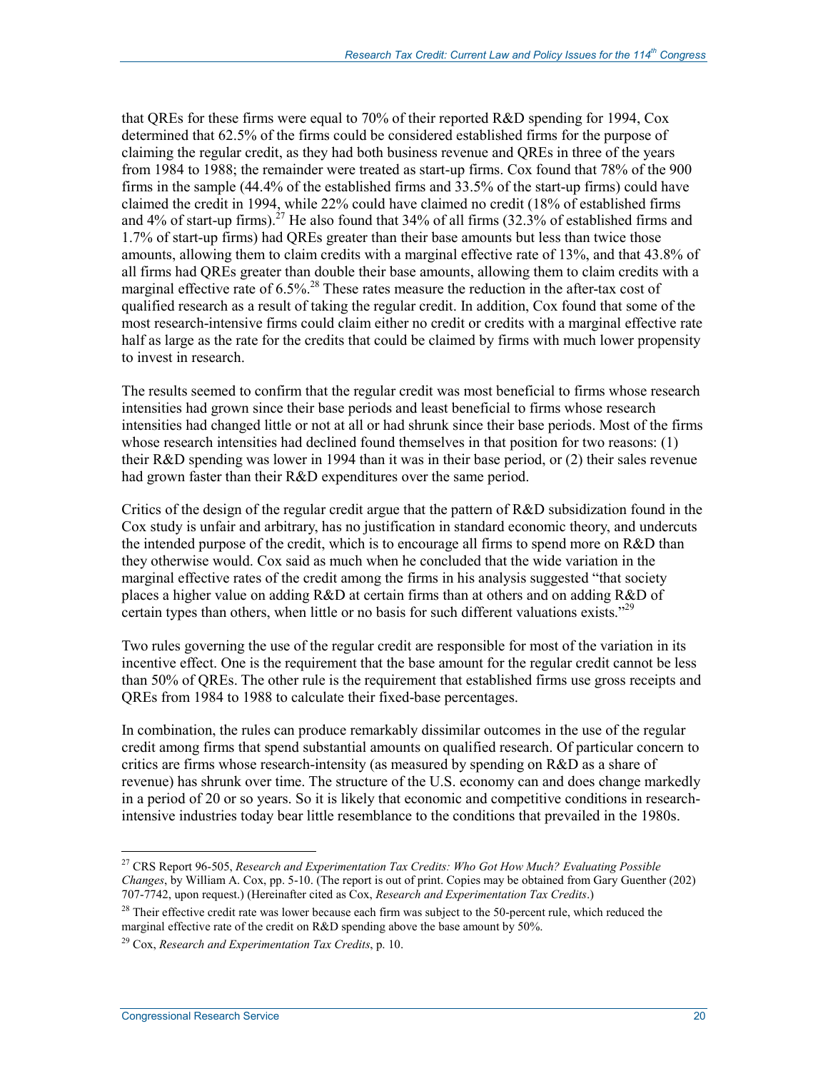that QREs for these firms were equal to 70% of their reported R&D spending for 1994, Cox determined that 62.5% of the firms could be considered established firms for the purpose of claiming the regular credit, as they had both business revenue and QREs in three of the years from 1984 to 1988; the remainder were treated as start-up firms. Cox found that 78% of the 900 firms in the sample (44.4% of the established firms and 33.5% of the start-up firms) could have claimed the credit in 1994, while 22% could have claimed no credit (18% of established firms and 4% of start-up firms).[27] He also found that 34% of all firms (32.3% of established firms and 1.7% of start-up firms) had QREs greater than their base amounts but less than twice those amounts, allowing them to claim credits with a marginal effective rate of 13%, and that 43.8% of all firms had QREs greater than double their base amounts, allowing them to claim credits with a marginal effective rate of 6.5%.[28] These rates measure the reduction in the after-tax cost of qualified research as a result of taking the regular credit. In addition, Cox found that some of the most research-intensive firms could claim either no credit or credits with a marginal effective rate half as large as the rate for the credits that could be claimed by firms with much lower propensity to invest in research.

The results seemed to confirm that the regular credit was most beneficial to firms whose research intensities had grown since their base periods and least beneficial to firms whose research intensities had changed little or not at all or had shrunk since their base periods. Most of the firms whose research intensities had declined found themselves in that position for two reasons: (1) their R&D spending was lower in 1994 than it was in their base period, or (2) their sales revenue had grown faster than their R&D expenditures over the same period.

Critics of the design of the regular credit argue that the pattern of R&D subsidization found in the Cox study is unfair and arbitrary, has no justification in standard economic theory, and undercuts the intended purpose of the credit, which is to encourage all firms to spend more on R&D than they otherwise would. Cox said as much when he concluded that the wide variation in the marginal effective rates of the credit among the firms in his analysis suggested "that society places a higher value on adding R&D at certain firms than at others and on adding R&D of certain types than others, when little or no basis for such different valuations exists."[29]

Two rules governing the use of the regular credit are responsible for most of the variation in its incentive effect. One is the requirement that the base amount for the regular credit cannot be less than 50% of QREs. The other rule is the requirement that established firms use gross receipts and QREs from 1984 to 1988 to calculate their fixed-base percentages.

In combination, the rules can produce remarkably dissimilar outcomes in the use of the regular credit among firms that spend substantial amounts on qualified research. Of particular concern to critics are firms whose research-intensity (as measured by spending on R&D as a share of revenue) has shrunk over time. The structure of the U.S. economy can and does change markedly in a period of 20 or so years. So it is likely that economic and competitive conditions in research-intensive industries today bear little resemblance to the conditions that prevailed in the 1980s.

---

[27] CRS Report 96-505, *Research and Experimentation Tax Credits: Who Got How Much? Evaluating Possible Changes*, by William A. Cox, pp. 5-10. (The report is out of print. Copies may be obtained from Gary Guenther (202) 707-7742, upon request.) (Hereinafter cited as Cox, *Research and Experimentation Tax Credits*.)

[28] Their effective credit rate was lower because each firm was subject to the 50-percent rule, which reduced the marginal effective rate of the credit on R&D spending above the base amount by 50%.

[29] Cox, *Research and Experimentation Tax Credits*, p. 10.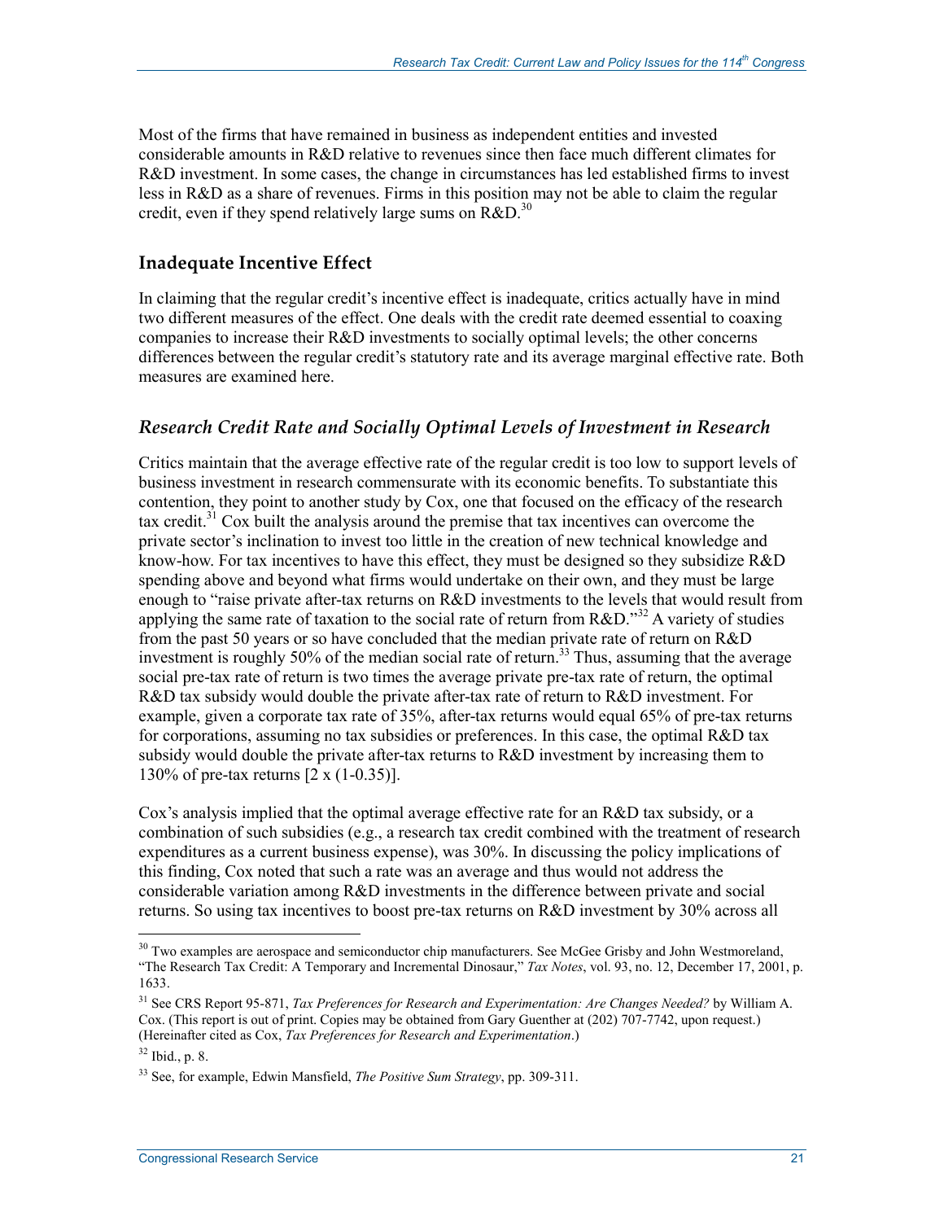Most of the firms that have remained in business as independent entities and invested considerable amounts in R&D relative to revenues since then face much different climates for R&D investment. In some cases, the change in circumstances has led established firms to invest less in R&D as a share of revenues. Firms in this position may not be able to claim the regular credit, even if they spend relatively large sums on R&D.[30]

### Inadequate Incentive Effect

In claiming that the regular credit's incentive effect is inadequate, critics actually have in mind two different measures of the effect. One deals with the credit rate deemed essential to coaxing companies to increase their R&D investments to socially optimal levels; the other concerns differences between the regular credit's statutory rate and its average marginal effective rate. Both measures are examined here.

#### *Research Credit Rate and Socially Optimal Levels of Investment in Research*

Critics maintain that the average effective rate of the regular credit is too low to support levels of business investment in research commensurate with its economic benefits. To substantiate this contention, they point to another study by Cox, one that focused on the efficacy of the research tax credit.[31] Cox built the analysis around the premise that tax incentives can overcome the private sector's inclination to invest too little in the creation of new technical knowledge and know-how. For tax incentives to have this effect, they must be designed so they subsidize R&D spending above and beyond what firms would undertake on their own, and they must be large enough to "raise private after-tax returns on R&D investments to the levels that would result from applying the same rate of taxation to the social rate of return from R&D."[32] A variety of studies from the past 50 years or so have concluded that the median private rate of return on R&D investment is roughly 50% of the median social rate of return.[33] Thus, assuming that the average social pre-tax rate of return is two times the average private pre-tax rate of return, the optimal R&D tax subsidy would double the private after-tax rate of return to R&D investment. For example, given a corporate tax rate of 35%, after-tax returns would equal 65% of pre-tax returns for corporations, assuming no tax subsidies or preferences. In this case, the optimal R&D tax subsidy would double the private after-tax returns to R&D investment by increasing them to 130% of pre-tax returns [2 x (1-0.35)].

Cox's analysis implied that the optimal average effective rate for an R&D tax subsidy, or a combination of such subsidies (e.g., a research tax credit combined with the treatment of research expenditures as a current business expense), was 30%. In discussing the policy implications of this finding, Cox noted that such a rate was an average and thus would not address the considerable variation among R&D investments in the difference between private and social returns. So using tax incentives to boost pre-tax returns on R&D investment by 30% across all

---

[30] Two examples are aerospace and semiconductor chip manufacturers. See McGee Grisby and John Westmoreland, "The Research Tax Credit: A Temporary and Incremental Dinosaur," *Tax Notes*, vol. 93, no. 12, December 17, 2001, p. 1633.

[31] See CRS Report 95-871, *Tax Preferences for Research and Experimentation: Are Changes Needed?* by William A. Cox. (This report is out of print. Copies may be obtained from Gary Guenther at (202) 707-7742, upon request.) (Hereinafter cited as Cox, *Tax Preferences for Research and Experimentation*.)

[32] Ibid., p. 8.

[33] See, for example, Edwin Mansfield, *The Positive Sum Strategy*, pp. 309-311.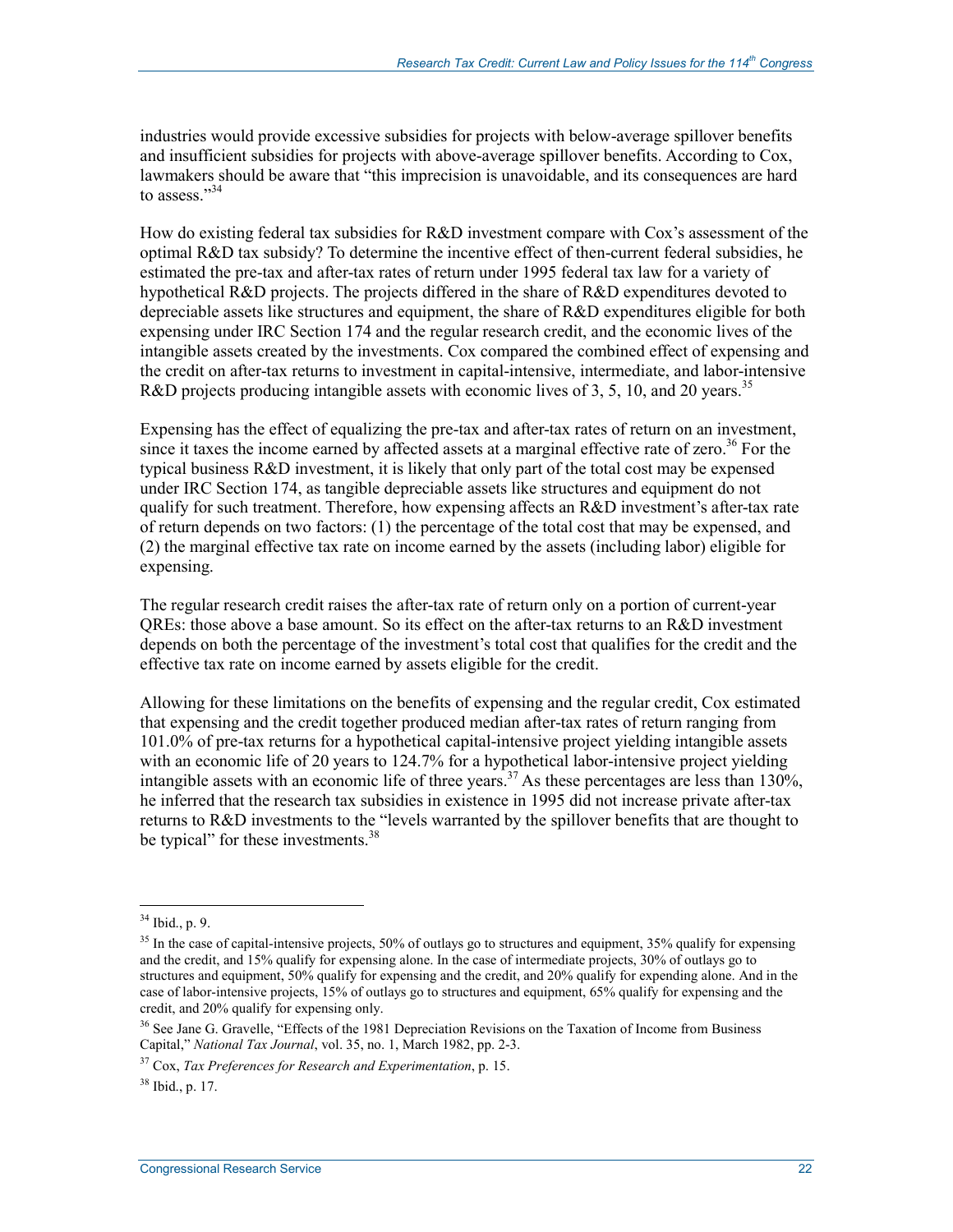industries would provide excessive subsidies for projects with below-average spillover benefits and insufficient subsidies for projects with above-average spillover benefits. According to Cox, lawmakers should be aware that "this imprecision is unavoidable, and its consequences are hard to assess."[34]

How do existing federal tax subsidies for R&D investment compare with Cox's assessment of the optimal R&D tax subsidy? To determine the incentive effect of then-current federal subsidies, he estimated the pre-tax and after-tax rates of return under 1995 federal tax law for a variety of hypothetical R&D projects. The projects differed in the share of R&D expenditures devoted to depreciable assets like structures and equipment, the share of R&D expenditures eligible for both expensing under IRC Section 174 and the regular research credit, and the economic lives of the intangible assets created by the investments. Cox compared the combined effect of expensing and the credit on after-tax returns to investment in capital-intensive, intermediate, and labor-intensive R&D projects producing intangible assets with economic lives of 3, 5, 10, and 20 years.[35]

Expensing has the effect of equalizing the pre-tax and after-tax rates of return on an investment, since it taxes the income earned by affected assets at a marginal effective rate of zero.[36] For the typical business R&D investment, it is likely that only part of the total cost may be expensed under IRC Section 174, as tangible depreciable assets like structures and equipment do not qualify for such treatment. Therefore, how expensing affects an R&D investment's after-tax rate of return depends on two factors: (1) the percentage of the total cost that may be expensed, and (2) the marginal effective tax rate on income earned by the assets (including labor) eligible for expensing.

The regular research credit raises the after-tax rate of return only on a portion of current-year QREs: those above a base amount. So its effect on the after-tax returns to an R&D investment depends on both the percentage of the investment's total cost that qualifies for the credit and the effective tax rate on income earned by assets eligible for the credit.

Allowing for these limitations on the benefits of expensing and the regular credit, Cox estimated that expensing and the credit together produced median after-tax rates of return ranging from 101.0% of pre-tax returns for a hypothetical capital-intensive project yielding intangible assets with an economic life of 20 years to 124.7% for a hypothetical labor-intensive project yielding intangible assets with an economic life of three years.[37] As these percentages are less than 130%, he inferred that the research tax subsidies in existence in 1995 did not increase private after-tax returns to R&D investments to the "levels warranted by the spillover benefits that are thought to be typical" for these investments.[38]

---

[34] Ibid., p. 9.

[35] In the case of capital-intensive projects, 50% of outlays go to structures and equipment, 35% qualify for expensing and the credit, and 15% qualify for expensing alone. In the case of intermediate projects, 30% of outlays go to structures and equipment, 50% qualify for expensing and the credit, and 20% qualify for expending alone. And in the case of labor-intensive projects, 15% of outlays go to structures and equipment, 65% qualify for expensing and the credit, and 20% qualify for expensing only.

[36] See Jane G. Gravelle, "Effects of the 1981 Depreciation Revisions on the Taxation of Income from Business Capital," *National Tax Journal*, vol. 35, no. 1, March 1982, pp. 2-3.

[37] Cox, *Tax Preferences for Research and Experimentation*, p. 15.

[38] Ibid., p. 17.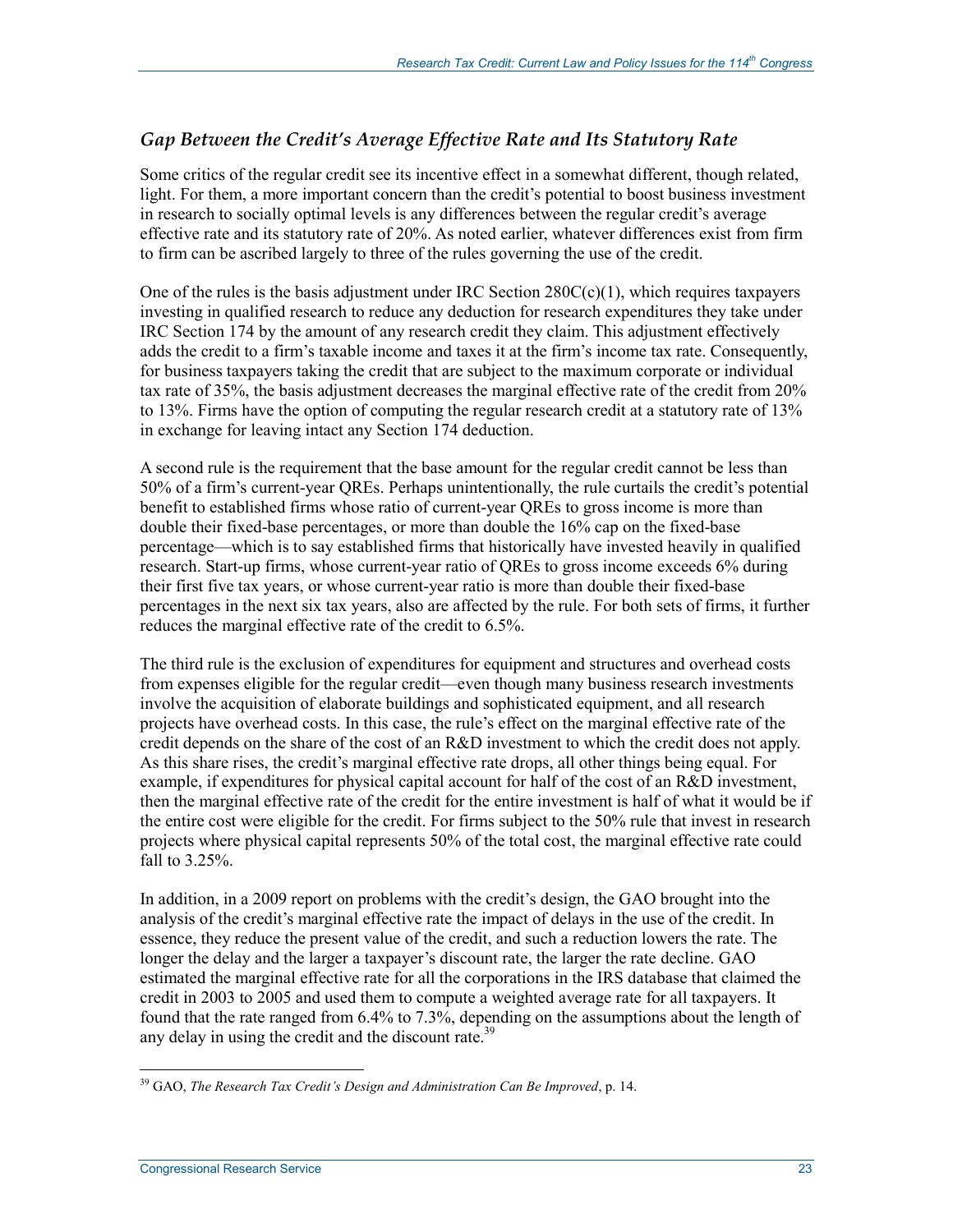### *Gap Between the Credit's Average Effective Rate and Its Statutory Rate*

Some critics of the regular credit see its incentive effect in a somewhat different, though related, light. For them, a more important concern than the credit's potential to boost business investment in research to socially optimal levels is any differences between the regular credit's average effective rate and its statutory rate of 20%. As noted earlier, whatever differences exist from firm to firm can be ascribed largely to three of the rules governing the use of the credit.

One of the rules is the basis adjustment under IRC Section 280C(c)(1), which requires taxpayers investing in qualified research to reduce any deduction for research expenditures they take under IRC Section 174 by the amount of any research credit they claim. This adjustment effectively adds the credit to a firm's taxable income and taxes it at the firm's income tax rate. Consequently, for business taxpayers taking the credit that are subject to the maximum corporate or individual tax rate of 35%, the basis adjustment decreases the marginal effective rate of the credit from 20% to 13%. Firms have the option of computing the regular research credit at a statutory rate of 13% in exchange for leaving intact any Section 174 deduction.

A second rule is the requirement that the base amount for the regular credit cannot be less than 50% of a firm's current-year QREs. Perhaps unintentionally, the rule curtails the credit's potential benefit to established firms whose ratio of current-year QREs to gross income is more than double their fixed-base percentages, or more than double the 16% cap on the fixed-base percentage—which is to say established firms that historically have invested heavily in qualified research. Start-up firms, whose current-year ratio of QREs to gross income exceeds 6% during their first five tax years, or whose current-year ratio is more than double their fixed-base percentages in the next six tax years, also are affected by the rule. For both sets of firms, it further reduces the marginal effective rate of the credit to 6.5%.

The third rule is the exclusion of expenditures for equipment and structures and overhead costs from expenses eligible for the regular credit—even though many business research investments involve the acquisition of elaborate buildings and sophisticated equipment, and all research projects have overhead costs. In this case, the rule's effect on the marginal effective rate of the credit depends on the share of the cost of an R&D investment to which the credit does not apply. As this share rises, the credit's marginal effective rate drops, all other things being equal. For example, if expenditures for physical capital account for half of the cost of an R&D investment, then the marginal effective rate of the credit for the entire investment is half of what it would be if the entire cost were eligible for the credit. For firms subject to the 50% rule that invest in research projects where physical capital represents 50% of the total cost, the marginal effective rate could fall to 3.25%.

In addition, in a 2009 report on problems with the credit's design, the GAO brought into the analysis of the credit's marginal effective rate the impact of delays in the use of the credit. In essence, they reduce the present value of the credit, and such a reduction lowers the rate. The longer the delay and the larger a taxpayer's discount rate, the larger the rate decline. GAO estimated the marginal effective rate for all the corporations in the IRS database that claimed the credit in 2003 to 2005 and used them to compute a weighted average rate for all taxpayers. It found that the rate ranged from 6.4% to 7.3%, depending on the assumptions about the length of any delay in using the credit and the discount rate.[39]

---

[39] GAO, *The Research Tax Credit's Design and Administration Can Be Improved*, p. 14.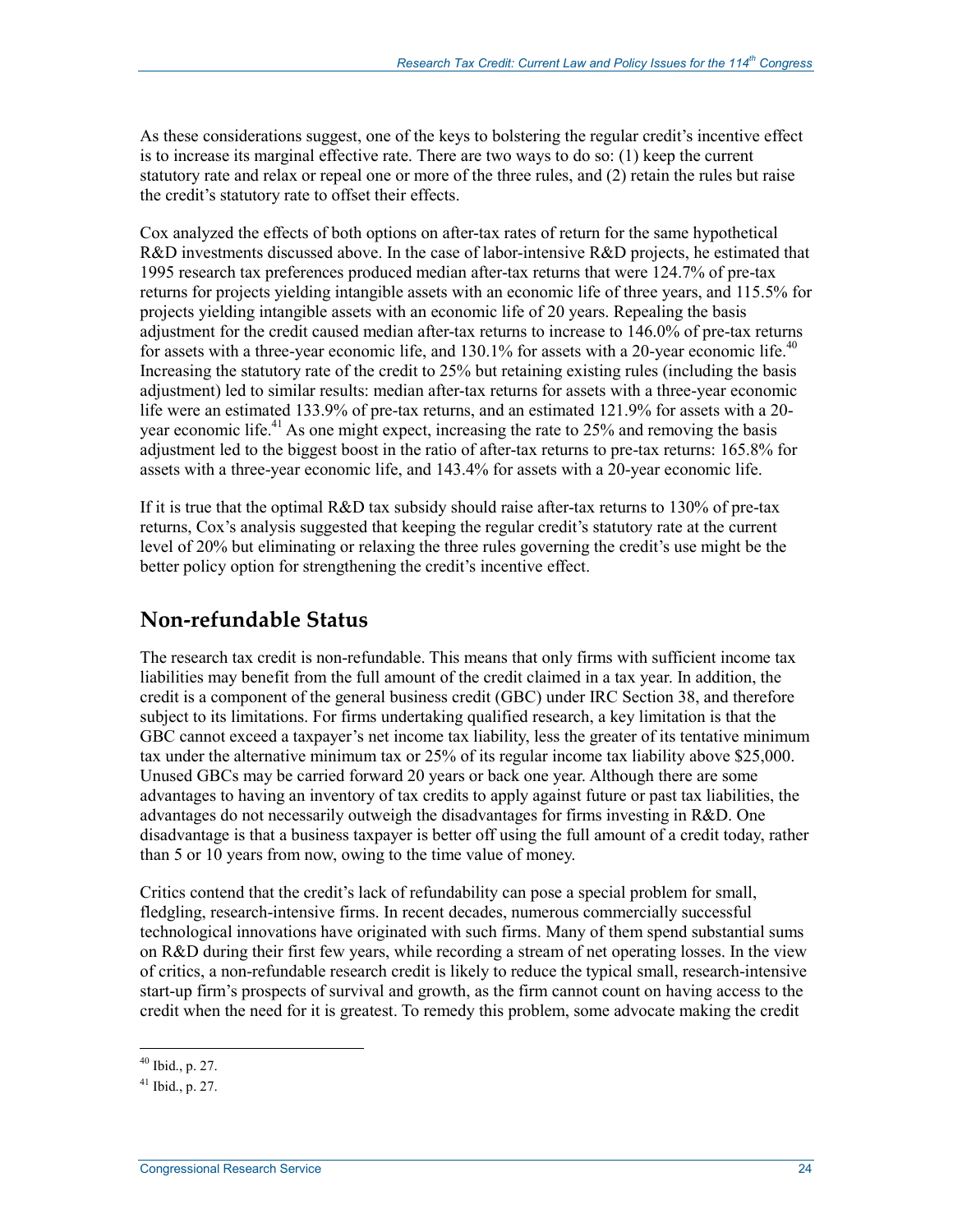As these considerations suggest, one of the keys to bolstering the regular credit's incentive effect is to increase its marginal effective rate. There are two ways to do so: (1) keep the current statutory rate and relax or repeal one or more of the three rules, and (2) retain the rules but raise the credit's statutory rate to offset their effects.

Cox analyzed the effects of both options on after-tax rates of return for the same hypothetical R&D investments discussed above. In the case of labor-intensive R&D projects, he estimated that 1995 research tax preferences produced median after-tax returns that were 124.7% of pre-tax returns for projects yielding intangible assets with an economic life of three years, and 115.5% for projects yielding intangible assets with an economic life of 20 years. Repealing the basis adjustment for the credit caused median after-tax returns to increase to 146.0% of pre-tax returns for assets with a three-year economic life, and 130.1% for assets with a 20-year economic life.[40] Increasing the statutory rate of the credit to 25% but retaining existing rules (including the basis adjustment) led to similar results: median after-tax returns for assets with a three-year economic life were an estimated 133.9% of pre-tax returns, and an estimated 121.9% for assets with a 20-year economic life.[41] As one might expect, increasing the rate to 25% and removing the basis adjustment led to the biggest boost in the ratio of after-tax returns to pre-tax returns: 165.8% for assets with a three-year economic life, and 143.4% for assets with a 20-year economic life.

If it is true that the optimal R&D tax subsidy should raise after-tax returns to 130% of pre-tax returns, Cox's analysis suggested that keeping the regular credit's statutory rate at the current level of 20% but eliminating or relaxing the three rules governing the credit's use might be the better policy option for strengthening the credit's incentive effect.

## Non-refundable Status

The research tax credit is non-refundable. This means that only firms with sufficient income tax liabilities may benefit from the full amount of the credit claimed in a tax year. In addition, the credit is a component of the general business credit (GBC) under IRC Section 38, and therefore subject to its limitations. For firms undertaking qualified research, a key limitation is that the GBC cannot exceed a taxpayer's net income tax liability, less the greater of its tentative minimum tax under the alternative minimum tax or 25% of its regular income tax liability above $25,000. Unused GBCs may be carried forward 20 years or back one year. Although there are some advantages to having an inventory of tax credits to apply against future or past tax liabilities, the advantages do not necessarily outweigh the disadvantages for firms investing in R&D. One disadvantage is that a business taxpayer is better off using the full amount of a credit today, rather than 5 or 10 years from now, owing to the time value of money.

Critics contend that the credit's lack of refundability can pose a special problem for small, fledgling, research-intensive firms. In recent decades, numerous commercially successful technological innovations have originated with such firms. Many of them spend substantial sums on R&D during their first few years, while recording a stream of net operating losses. In the view of critics, a non-refundable research credit is likely to reduce the typical small, research-intensive start-up firm's prospects of survival and growth, as the firm cannot count on having access to the credit when the need for it is greatest. To remedy this problem, some advocate making the credit

---

[40] Ibid., p. 27.

[41] Ibid., p. 27.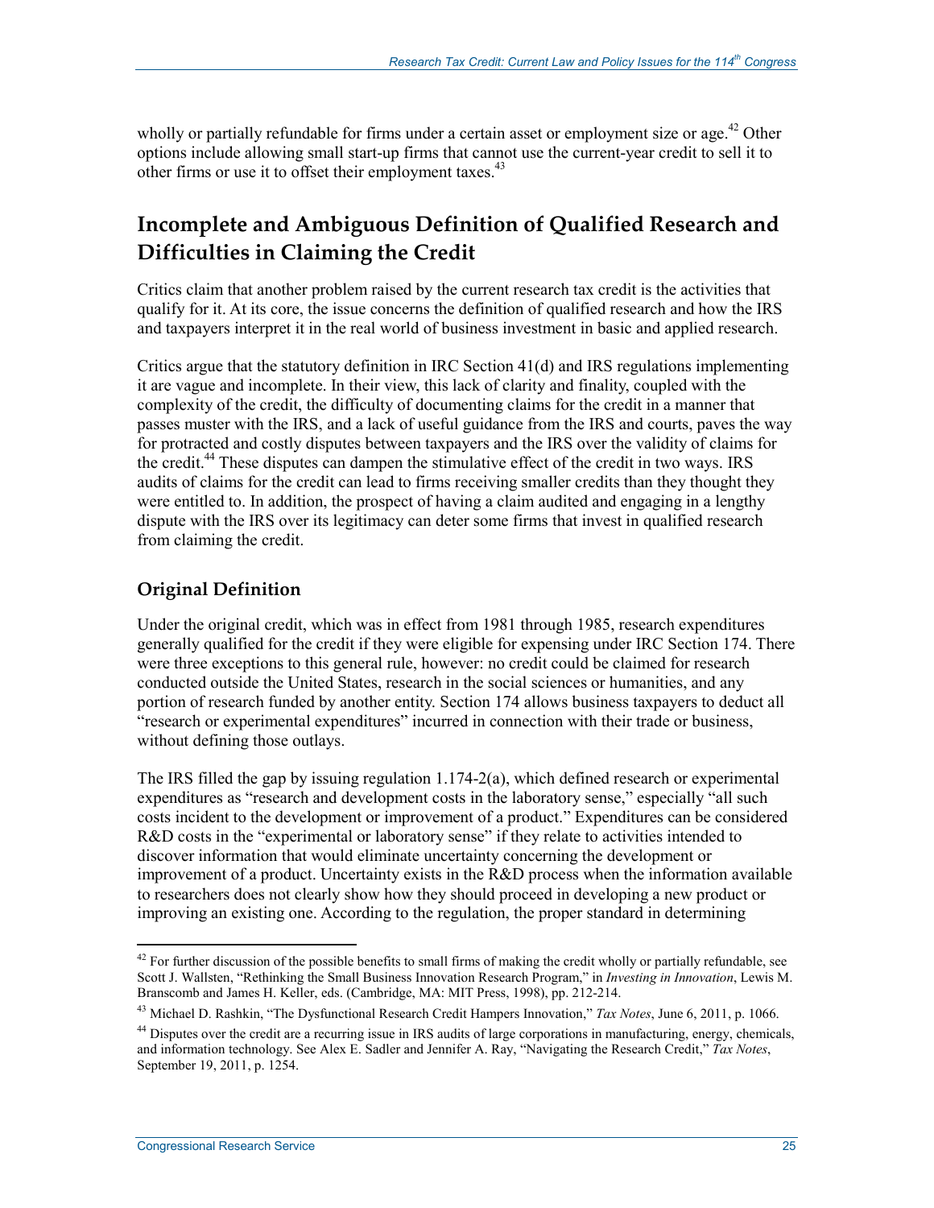wholly or partially refundable for firms under a certain asset or employment size or age.[42] Other options include allowing small start-up firms that cannot use the current-year credit to sell it to other firms or use it to offset their employment taxes.[43]

## Incomplete and Ambiguous Definition of Qualified Research and Difficulties in Claiming the Credit

Critics claim that another problem raised by the current research tax credit is the activities that qualify for it. At its core, the issue concerns the definition of qualified research and how the IRS and taxpayers interpret it in the real world of business investment in basic and applied research.

Critics argue that the statutory definition in IRC Section 41(d) and IRS regulations implementing it are vague and incomplete. In their view, this lack of clarity and finality, coupled with the complexity of the credit, the difficulty of documenting claims for the credit in a manner that passes muster with the IRS, and a lack of useful guidance from the IRS and courts, paves the way for protracted and costly disputes between taxpayers and the IRS over the validity of claims for the credit.[44] These disputes can dampen the stimulative effect of the credit in two ways. IRS audits of claims for the credit can lead to firms receiving smaller credits than they thought they were entitled to. In addition, the prospect of having a claim audited and engaging in a lengthy dispute with the IRS over its legitimacy can deter some firms that invest in qualified research from claiming the credit.

### Original Definition

Under the original credit, which was in effect from 1981 through 1985, research expenditures generally qualified for the credit if they were eligible for expensing under IRC Section 174. There were three exceptions to this general rule, however: no credit could be claimed for research conducted outside the United States, research in the social sciences or humanities, and any portion of research funded by another entity. Section 174 allows business taxpayers to deduct all "research or experimental expenditures" incurred in connection with their trade or business, without defining those outlays.

The IRS filled the gap by issuing regulation 1.174-2(a), which defined research or experimental expenditures as "research and development costs in the laboratory sense," especially "all such costs incident to the development or improvement of a product." Expenditures can be considered R&D costs in the "experimental or laboratory sense" if they relate to activities intended to discover information that would eliminate uncertainty concerning the development or improvement of a product. Uncertainty exists in the R&D process when the information available to researchers does not clearly show how they should proceed in developing a new product or improving an existing one. According to the regulation, the proper standard in determining

---

[42] For further discussion of the possible benefits to small firms of making the credit wholly or partially refundable, see Scott J. Wallsten, "Rethinking the Small Business Innovation Research Program," in *Investing in Innovation*, Lewis M. Branscomb and James H. Keller, eds. (Cambridge, MA: MIT Press, 1998), pp. 212-214.

[43] Michael D. Rashkin, "The Dysfunctional Research Credit Hampers Innovation," *Tax Notes*, June 6, 2011, p. 1066.

[44] Disputes over the credit are a recurring issue in IRS audits of large corporations in manufacturing, energy, chemicals, and information technology. See Alex E. Sadler and Jennifer A. Ray, "Navigating the Research Credit," *Tax Notes*, September 19, 2011, p. 1254.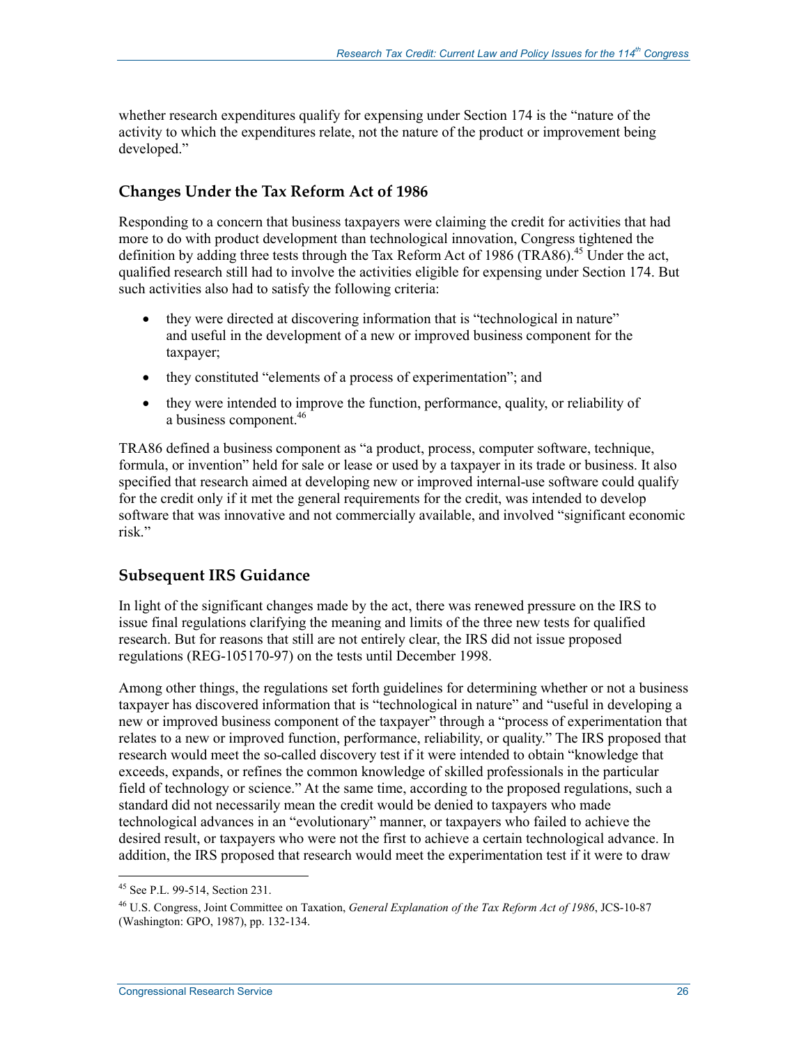whether research expenditures qualify for expensing under Section 174 is the "nature of the activity to which the expenditures relate, not the nature of the product or improvement being developed."

## Changes Under the Tax Reform Act of 1986

Responding to a concern that business taxpayers were claiming the credit for activities that had more to do with product development than technological innovation, Congress tightened the definition by adding three tests through the Tax Reform Act of 1986 (TRA86).[45] Under the act, qualified research still had to involve the activities eligible for expensing under Section 174. But such activities also had to satisfy the following criteria:

- they were directed at discovering information that is "technological in nature" and useful in the development of a new or improved business component for the taxpayer;
- they constituted "elements of a process of experimentation"; and
- they were intended to improve the function, performance, quality, or reliability of a business component.[46]

TRA86 defined a business component as "a product, process, computer software, technique, formula, or invention" held for sale or lease or used by a taxpayer in its trade or business. It also specified that research aimed at developing new or improved internal-use software could qualify for the credit only if it met the general requirements for the credit, was intended to develop software that was innovative and not commercially available, and involved "significant economic risk."

## Subsequent IRS Guidance

In light of the significant changes made by the act, there was renewed pressure on the IRS to issue final regulations clarifying the meaning and limits of the three new tests for qualified research. But for reasons that still are not entirely clear, the IRS did not issue proposed regulations (REG-105170-97) on the tests until December 1998.

Among other things, the regulations set forth guidelines for determining whether or not a business taxpayer has discovered information that is "technological in nature" and "useful in developing a new or improved business component of the taxpayer" through a "process of experimentation that relates to a new or improved function, performance, reliability, or quality." The IRS proposed that research would meet the so-called discovery test if it were intended to obtain "knowledge that exceeds, expands, or refines the common knowledge of skilled professionals in the particular field of technology or science." At the same time, according to the proposed regulations, such a standard did not necessarily mean the credit would be denied to taxpayers who made technological advances in an "evolutionary" manner, or taxpayers who failed to achieve the desired result, or taxpayers who were not the first to achieve a certain technological advance. In addition, the IRS proposed that research would meet the experimentation test if it were to draw

---

[45] See P.L. 99-514, Section 231.

[46] U.S. Congress, Joint Committee on Taxation, *General Explanation of the Tax Reform Act of 1986*, JCS-10-87 (Washington: GPO, 1987), pp. 132-134.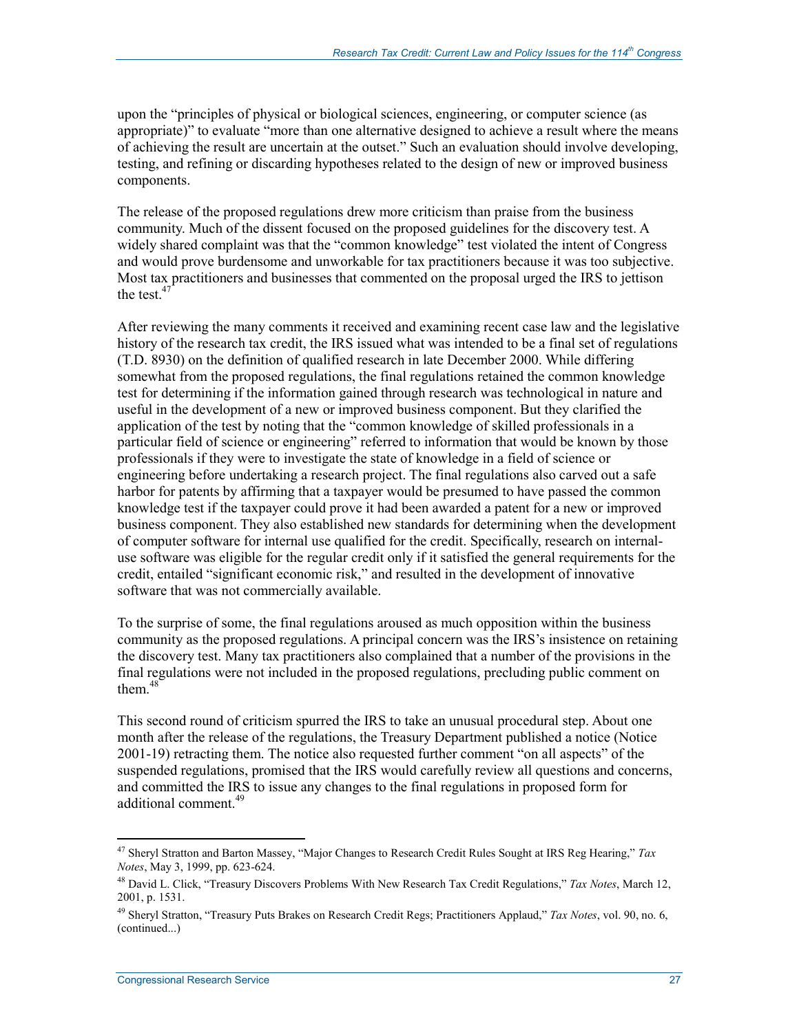upon the "principles of physical or biological sciences, engineering, or computer science (as appropriate)" to evaluate "more than one alternative designed to achieve a result where the means of achieving the result are uncertain at the outset." Such an evaluation should involve developing, testing, and refining or discarding hypotheses related to the design of new or improved business components.

The release of the proposed regulations drew more criticism than praise from the business community. Much of the dissent focused on the proposed guidelines for the discovery test. A widely shared complaint was that the "common knowledge" test violated the intent of Congress and would prove burdensome and unworkable for tax practitioners because it was too subjective. Most tax practitioners and businesses that commented on the proposal urged the IRS to jettison the test.[47]

After reviewing the many comments it received and examining recent case law and the legislative history of the research tax credit, the IRS issued what was intended to be a final set of regulations (T.D. 8930) on the definition of qualified research in late December 2000. While differing somewhat from the proposed regulations, the final regulations retained the common knowledge test for determining if the information gained through research was technological in nature and useful in the development of a new or improved business component. But they clarified the application of the test by noting that the "common knowledge of skilled professionals in a particular field of science or engineering" referred to information that would be known by those professionals if they were to investigate the state of knowledge in a field of science or engineering before undertaking a research project. The final regulations also carved out a safe harbor for patents by affirming that a taxpayer would be presumed to have passed the common knowledge test if the taxpayer could prove it had been awarded a patent for a new or improved business component. They also established new standards for determining when the development of computer software for internal use qualified for the credit. Specifically, research on internal-use software was eligible for the regular credit only if it satisfied the general requirements for the credit, entailed "significant economic risk," and resulted in the development of innovative software that was not commercially available.

To the surprise of some, the final regulations aroused as much opposition within the business community as the proposed regulations. A principal concern was the IRS's insistence on retaining the discovery test. Many tax practitioners also complained that a number of the provisions in the final regulations were not included in the proposed regulations, precluding public comment on them.[48]

This second round of criticism spurred the IRS to take an unusual procedural step. About one month after the release of the regulations, the Treasury Department published a notice (Notice 2001-19) retracting them. The notice also requested further comment "on all aspects" of the suspended regulations, promised that the IRS would carefully review all questions and concerns, and committed the IRS to issue any changes to the final regulations in proposed form for additional comment.[49]

---

[47] Sheryl Stratton and Barton Massey, "Major Changes to Research Credit Rules Sought at IRS Reg Hearing," *Tax Notes*, May 3, 1999, pp. 623-624.

[48] David L. Click, "Treasury Discovers Problems With New Research Tax Credit Regulations," *Tax Notes*, March 12, 2001, p. 1531.

[49] Sheryl Stratton, "Treasury Puts Brakes on Research Credit Regs; Practitioners Applaud," *Tax Notes*, vol. 90, no. 6, (continued...)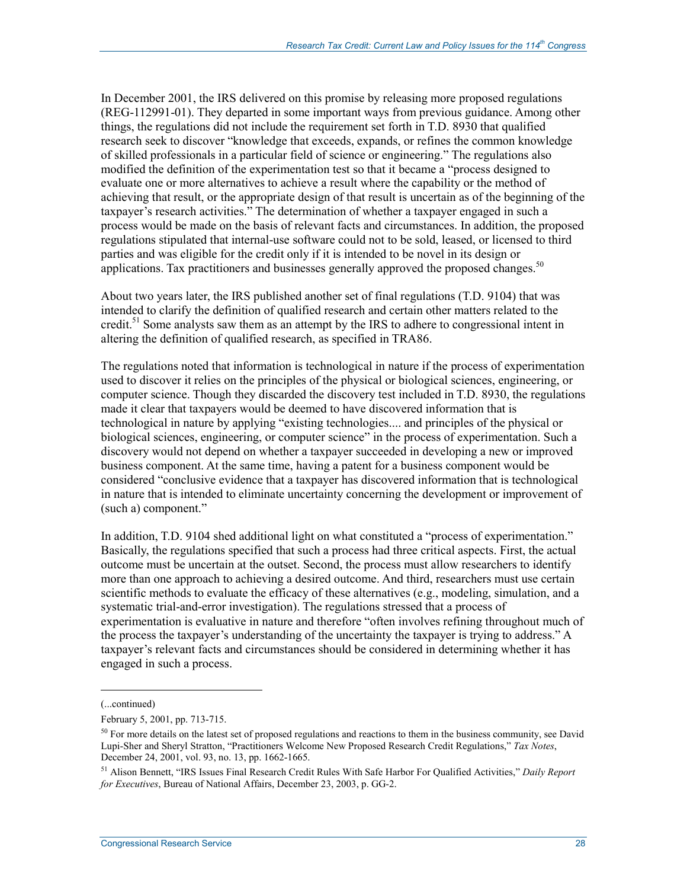In December 2001, the IRS delivered on this promise by releasing more proposed regulations (REG-112991-01). They departed in some important ways from previous guidance. Among other things, the regulations did not include the requirement set forth in T.D. 8930 that qualified research seek to discover "knowledge that exceeds, expands, or refines the common knowledge of skilled professionals in a particular field of science or engineering." The regulations also modified the definition of the experimentation test so that it became a "process designed to evaluate one or more alternatives to achieve a result where the capability or the method of achieving that result, or the appropriate design of that result is uncertain as of the beginning of the taxpayer's research activities." The determination of whether a taxpayer engaged in such a process would be made on the basis of relevant facts and circumstances. In addition, the proposed regulations stipulated that internal-use software could not to be sold, leased, or licensed to third parties and was eligible for the credit only if it is intended to be novel in its design or applications. Tax practitioners and businesses generally approved the proposed changes.[50]

About two years later, the IRS published another set of final regulations (T.D. 9104) that was intended to clarify the definition of qualified research and certain other matters related to the credit.[51] Some analysts saw them as an attempt by the IRS to adhere to congressional intent in altering the definition of qualified research, as specified in TRA86.

The regulations noted that information is technological in nature if the process of experimentation used to discover it relies on the principles of the physical or biological sciences, engineering, or computer science. Though they discarded the discovery test included in T.D. 8930, the regulations made it clear that taxpayers would be deemed to have discovered information that is technological in nature by applying "existing technologies.... and principles of the physical or biological sciences, engineering, or computer science" in the process of experimentation. Such a discovery would not depend on whether a taxpayer succeeded in developing a new or improved business component. At the same time, having a patent for a business component would be considered "conclusive evidence that a taxpayer has discovered information that is technological in nature that is intended to eliminate uncertainty concerning the development or improvement of (such a) component."

In addition, T.D. 9104 shed additional light on what constituted a "process of experimentation." Basically, the regulations specified that such a process had three critical aspects. First, the actual outcome must be uncertain at the outset. Second, the process must allow researchers to identify more than one approach to achieving a desired outcome. And third, researchers must use certain scientific methods to evaluate the efficacy of these alternatives (e.g., modeling, simulation, and a systematic trial-and-error investigation). The regulations stressed that a process of experimentation is evaluative in nature and therefore "often involves refining throughout much of the process the taxpayer's understanding of the uncertainty the taxpayer is trying to address." A taxpayer's relevant facts and circumstances should be considered in determining whether it has engaged in such a process.

---

(...continued)

February 5, 2001, pp. 713-715.

[50] For more details on the latest set of proposed regulations and reactions to them in the business community, see David Lupi-Sher and Sheryl Stratton, "Practitioners Welcome New Proposed Research Credit Regulations," *Tax Notes*, December 24, 2001, vol. 93, no. 13, pp. 1662-1665.

[51] Alison Bennett, "IRS Issues Final Research Credit Rules With Safe Harbor For Qualified Activities," *Daily Report for Executives*, Bureau of National Affairs, December 23, 2003, p. GG-2.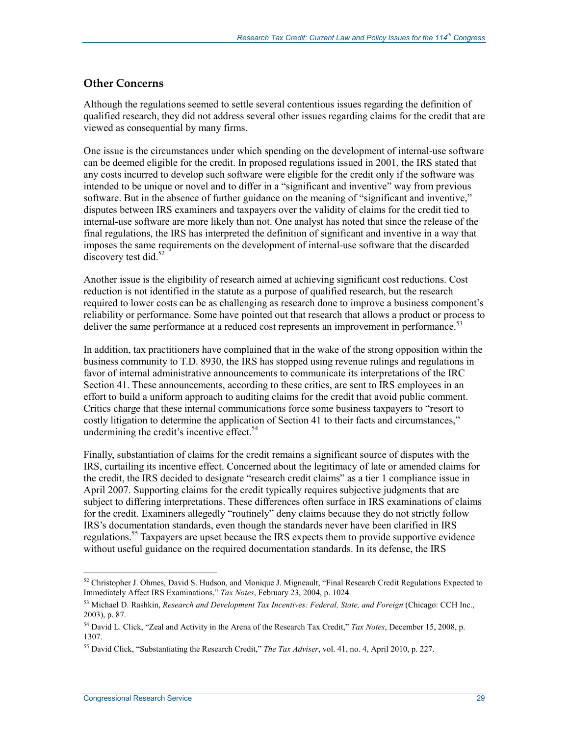### Other Concerns

Although the regulations seemed to settle several contentious issues regarding the definition of qualified research, they did not address several other issues regarding claims for the credit that are viewed as consequential by many firms.

One issue is the circumstances under which spending on the development of internal-use software can be deemed eligible for the credit. In proposed regulations issued in 2001, the IRS stated that any costs incurred to develop such software were eligible for the credit only if the software was intended to be unique or novel and to differ in a "significant and inventive" way from previous software. But in the absence of further guidance on the meaning of "significant and inventive," disputes between IRS examiners and taxpayers over the validity of claims for the credit tied to internal-use software are more likely than not. One analyst has noted that since the release of the final regulations, the IRS has interpreted the definition of significant and inventive in a way that imposes the same requirements on the development of internal-use software that the discarded discovery test did.[52]

Another issue is the eligibility of research aimed at achieving significant cost reductions. Cost reduction is not identified in the statute as a purpose of qualified research, but the research required to lower costs can be as challenging as research done to improve a business component's reliability or performance. Some have pointed out that research that allows a product or process to deliver the same performance at a reduced cost represents an improvement in performance.[53]

In addition, tax practitioners have complained that in the wake of the strong opposition within the business community to T.D. 8930, the IRS has stopped using revenue rulings and regulations in favor of internal administrative announcements to communicate its interpretations of the IRC Section 41. These announcements, according to these critics, are sent to IRS employees in an effort to build a uniform approach to auditing claims for the credit that avoid public comment. Critics charge that these internal communications force some business taxpayers to "resort to costly litigation to determine the application of Section 41 to their facts and circumstances," undermining the credit's incentive effect.[54]

Finally, substantiation of claims for the credit remains a significant source of disputes with the IRS, curtailing its incentive effect. Concerned about the legitimacy of late or amended claims for the credit, the IRS decided to designate "research credit claims" as a tier 1 compliance issue in April 2007. Supporting claims for the credit typically requires subjective judgments that are subject to differing interpretations. These differences often surface in IRS examinations of claims for the credit. Examiners allegedly "routinely" deny claims because they do not strictly follow IRS's documentation standards, even though the standards never have been clarified in IRS regulations.[55] Taxpayers are upset because the IRS expects them to provide supportive evidence without useful guidance on the required documentation standards. In its defense, the IRS

---

[52] Christopher J. Ohmes, David S. Hudson, and Monique J. Migneault, "Final Research Credit Regulations Expected to Immediately Affect IRS Examinations," *Tax Notes*, February 23, 2004, p. 1024.

[53] Michael D. Rashkin, *Research and Development Tax Incentives: Federal, State, and Foreign* (Chicago: CCH Inc., 2003), p. 87.

[54] David L. Click, "Zeal and Activity in the Arena of the Research Tax Credit," *Tax Notes*, December 15, 2008, p. 1307.

[55] David Click, "Substantiating the Research Credit," *The Tax Adviser*, vol. 41, no. 4, April 2010, p. 227.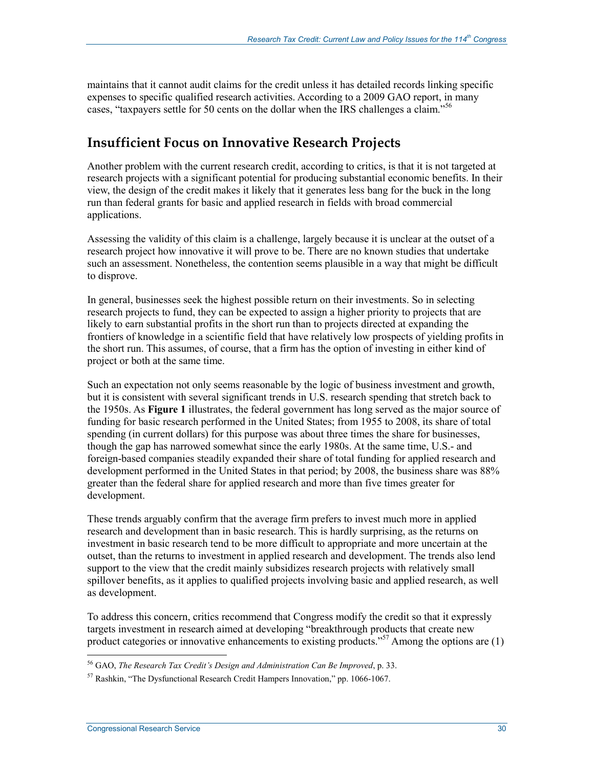maintains that it cannot audit claims for the credit unless it has detailed records linking specific expenses to specific qualified research activities. According to a 2009 GAO report, in many cases, "taxpayers settle for 50 cents on the dollar when the IRS challenges a claim."[56]

## Insufficient Focus on Innovative Research Projects

Another problem with the current research credit, according to critics, is that it is not targeted at research projects with a significant potential for producing substantial economic benefits. In their view, the design of the credit makes it likely that it generates less bang for the buck in the long run than federal grants for basic and applied research in fields with broad commercial applications.

Assessing the validity of this claim is a challenge, largely because it is unclear at the outset of a research project how innovative it will prove to be. There are no known studies that undertake such an assessment. Nonetheless, the contention seems plausible in a way that might be difficult to disprove.

In general, businesses seek the highest possible return on their investments. So in selecting research projects to fund, they can be expected to assign a higher priority to projects that are likely to earn substantial profits in the short run than to projects directed at expanding the frontiers of knowledge in a scientific field that have relatively low prospects of yielding profits in the short run. This assumes, of course, that a firm has the option of investing in either kind of project or both at the same time.

Such an expectation not only seems reasonable by the logic of business investment and growth, but it is consistent with several significant trends in U.S. research spending that stretch back to the 1950s. As **Figure 1** illustrates, the federal government has long served as the major source of funding for basic research performed in the United States; from 1955 to 2008, its share of total spending (in current dollars) for this purpose was about three times the share for businesses, though the gap has narrowed somewhat since the early 1980s. At the same time, U.S.- and foreign-based companies steadily expanded their share of total funding for applied research and development performed in the United States in that period; by 2008, the business share was 88% greater than the federal share for applied research and more than five times greater for development.

These trends arguably confirm that the average firm prefers to invest much more in applied research and development than in basic research. This is hardly surprising, as the returns on investment in basic research tend to be more difficult to appropriate and more uncertain at the outset, than the returns to investment in applied research and development. The trends also lend support to the view that the credit mainly subsidizes research projects with relatively small spillover benefits, as it applies to qualified projects involving basic and applied research, as well as development.

To address this concern, critics recommend that Congress modify the credit so that it expressly targets investment in research aimed at developing "breakthrough products that create new product categories or innovative enhancements to existing products."[57] Among the options are (1)

[56] GAO, *The Research Tax Credit's Design and Administration Can Be Improved*, p. 33.

[57] Rashkin, "The Dysfunctional Research Credit Hampers Innovation," pp. 1066-1067.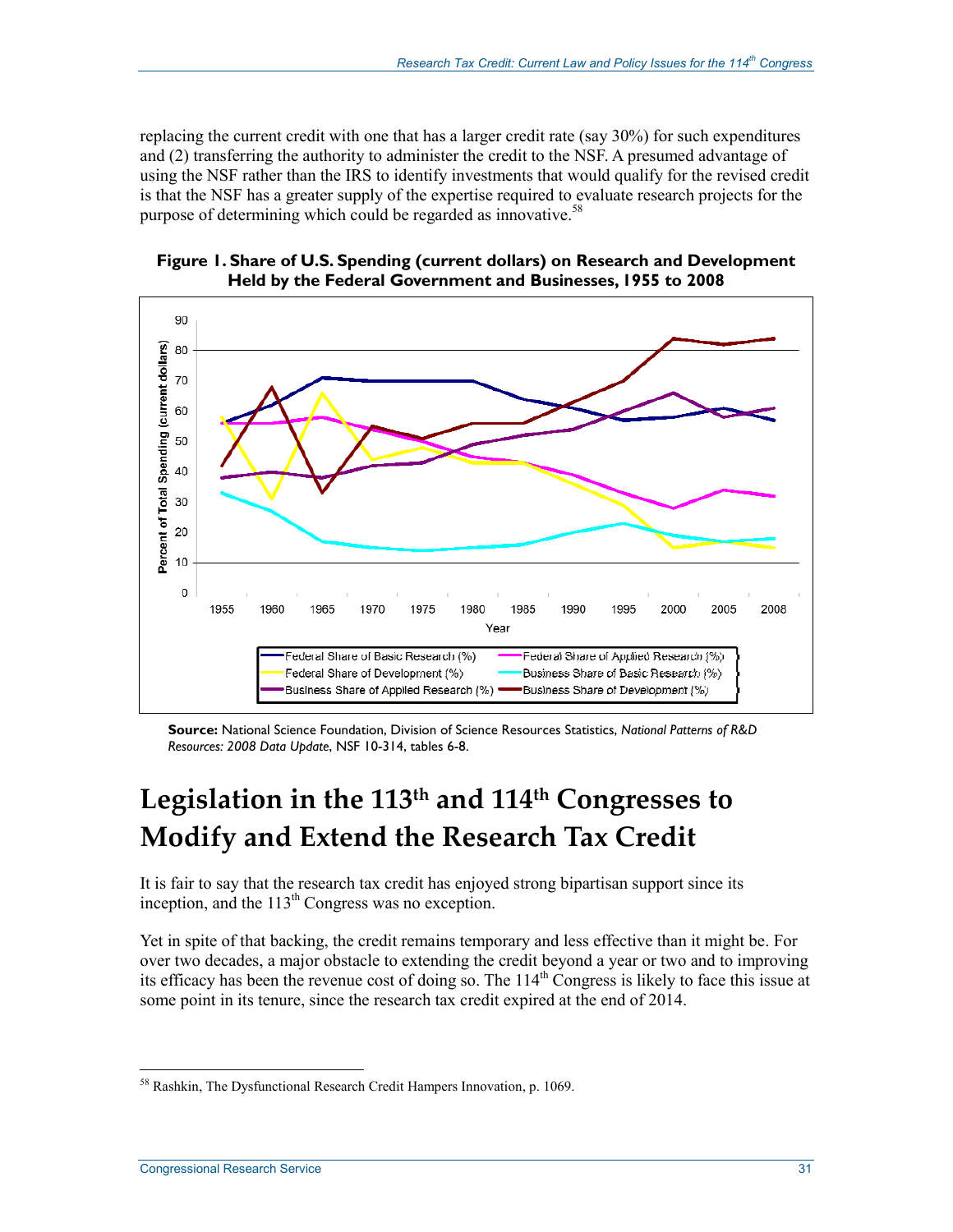replacing the current credit with one that has a larger credit rate (say 30%) for such expenditures and (2) transferring the authority to administer the credit to the NSF. A presumed advantage of using the NSF rather than the IRS to identify investments that would qualify for the revised credit is that the NSF has a greater supply of the expertise required to evaluate research projects for the purpose of determining which could be regarded as innovative.[58]

**Figure 1. Share of U.S. Spending (current dollars) on Research and Development Held by the Federal Government and Businesses, 1955 to 2008**

**Source:** National Science Foundation, Division of Science Resources Statistics, *National Patterns of R&D Resources: 2008 Data Update*, NSF 10-314, tables 6-8.

# Legislation in the 113th and 114th Congresses to Modify and Extend the Research Tax Credit

It is fair to say that the research tax credit has enjoyed strong bipartisan support since its inception, and the 113th Congress was no exception.

Yet in spite of that backing, the credit remains temporary and less effective than it might be. For over two decades, a major obstacle to extending the credit beyond a year or two and to improving its efficacy has been the revenue cost of doing so. The 114th Congress is likely to face this issue at some point in its tenure, since the research tax credit expired at the end of 2014.

[58] Rashkin, The Dysfunctional Research Credit Hampers Innovation, p. 1069.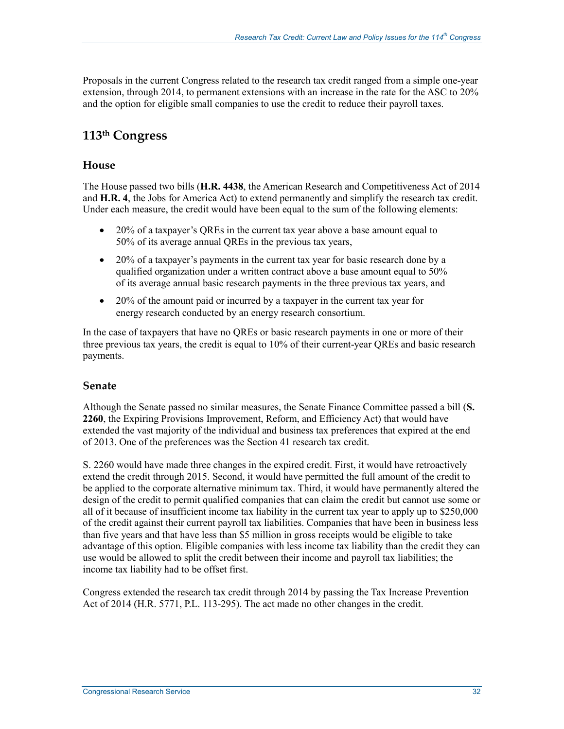Proposals in the current Congress related to the research tax credit ranged from a simple one-year extension, through 2014, to permanent extensions with an increase in the rate for the ASC to 20% and the option for eligible small companies to use the credit to reduce their payroll taxes.

## 113th Congress

### House

The House passed two bills (**H.R. 4438**, the American Research and Competitiveness Act of 2014 and **H.R. 4**, the Jobs for America Act) to extend permanently and simplify the research tax credit. Under each measure, the credit would have been equal to the sum of the following elements:

- 20% of a taxpayer's QREs in the current tax year above a base amount equal to 50% of its average annual QREs in the previous tax years,
- 20% of a taxpayer's payments in the current tax year for basic research done by a qualified organization under a written contract above a base amount equal to 50% of its average annual basic research payments in the three previous tax years, and
- 20% of the amount paid or incurred by a taxpayer in the current tax year for energy research conducted by an energy research consortium.

In the case of taxpayers that have no QREs or basic research payments in one or more of their three previous tax years, the credit is equal to 10% of their current-year QREs and basic research payments.

### Senate

Although the Senate passed no similar measures, the Senate Finance Committee passed a bill (**S. 2260**, the Expiring Provisions Improvement, Reform, and Efficiency Act) that would have extended the vast majority of the individual and business tax preferences that expired at the end of 2013. One of the preferences was the Section 41 research tax credit.

S. 2260 would have made three changes in the expired credit. First, it would have retroactively extend the credit through 2015. Second, it would have permitted the full amount of the credit to be applied to the corporate alternative minimum tax. Third, it would have permanently altered the design of the credit to permit qualified companies that can claim the credit but cannot use some or all of it because of insufficient income tax liability in the current tax year to apply up to $250,000 of the credit against their current payroll tax liabilities. Companies that have been in business less than five years and that have less than $5 million in gross receipts would be eligible to take advantage of this option. Eligible companies with less income tax liability than the credit they can use would be allowed to split the credit between their income and payroll tax liabilities; the income tax liability had to be offset first.

Congress extended the research tax credit through 2014 by passing the Tax Increase Prevention Act of 2014 (H.R. 5771, P.L. 113-295). The act made no other changes in the credit.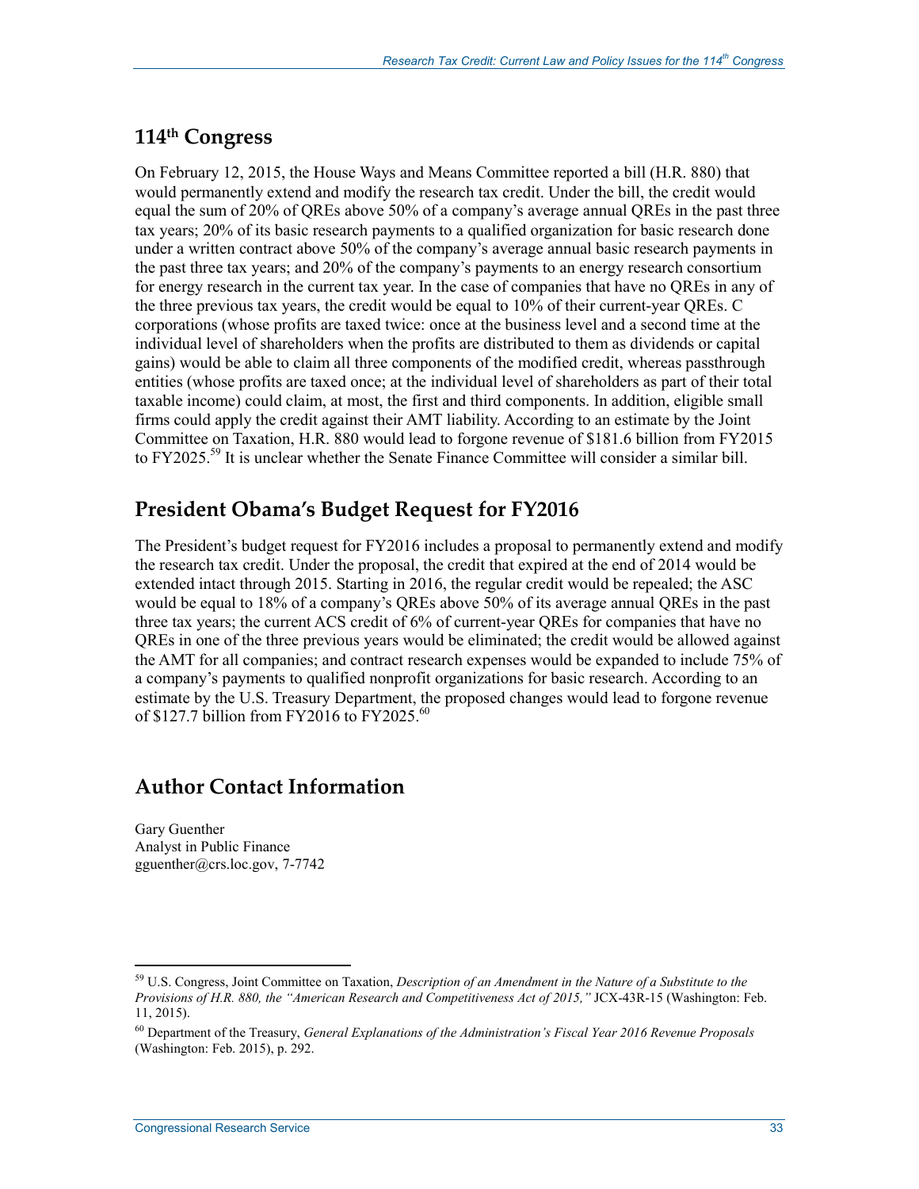## 114th Congress

On February 12, 2015, the House Ways and Means Committee reported a bill (H.R. 880) that would permanently extend and modify the research tax credit. Under the bill, the credit would equal the sum of 20% of QREs above 50% of a company's average annual QREs in the past three tax years; 20% of its basic research payments to a qualified organization for basic research done under a written contract above 50% of the company's average annual basic research payments in the past three tax years; and 20% of the company's payments to an energy research consortium for energy research in the current tax year. In the case of companies that have no QREs in any of the three previous tax years, the credit would be equal to 10% of their current-year QREs. C corporations (whose profits are taxed twice: once at the business level and a second time at the individual level of shareholders when the profits are distributed to them as dividends or capital gains) would be able to claim all three components of the modified credit, whereas passthrough entities (whose profits are taxed once; at the individual level of shareholders as part of their total taxable income) could claim, at most, the first and third components. In addition, eligible small firms could apply the credit against their AMT liability. According to an estimate by the Joint Committee on Taxation, H.R. 880 would lead to forgone revenue of $181.6 billion from FY2015 to FY2025.[59] It is unclear whether the Senate Finance Committee will consider a similar bill.

## President Obama's Budget Request for FY2016

The President's budget request for FY2016 includes a proposal to permanently extend and modify the research tax credit. Under the proposal, the credit that expired at the end of 2014 would be extended intact through 2015. Starting in 2016, the regular credit would be repealed; the ASC would be equal to 18% of a company's QREs above 50% of its average annual QREs in the past three tax years; the current ACS credit of 6% of current-year QREs for companies that have no QREs in one of the three previous years would be eliminated; the credit would be allowed against the AMT for all companies; and contract research expenses would be expanded to include 75% of a company's payments to qualified nonprofit organizations for basic research. According to an estimate by the U.S. Treasury Department, the proposed changes would lead to forgone revenue of $127.7 billion from FY2016 to FY2025.[60]

## Author Contact Information

Gary Guenther
Analyst in Public Finance
gguenther@crs.loc.gov, 7-7742

---

[59] U.S. Congress, Joint Committee on Taxation, *Description of an Amendment in the Nature of a Substitute to the Provisions of H.R. 880, the "American Research and Competitiveness Act of 2015,"* JCX-43R-15 (Washington: Feb. 11, 2015).

[60] Department of the Treasury, *General Explanations of the Administration's Fiscal Year 2016 Revenue Proposals* (Washington: Feb. 2015), p. 292.